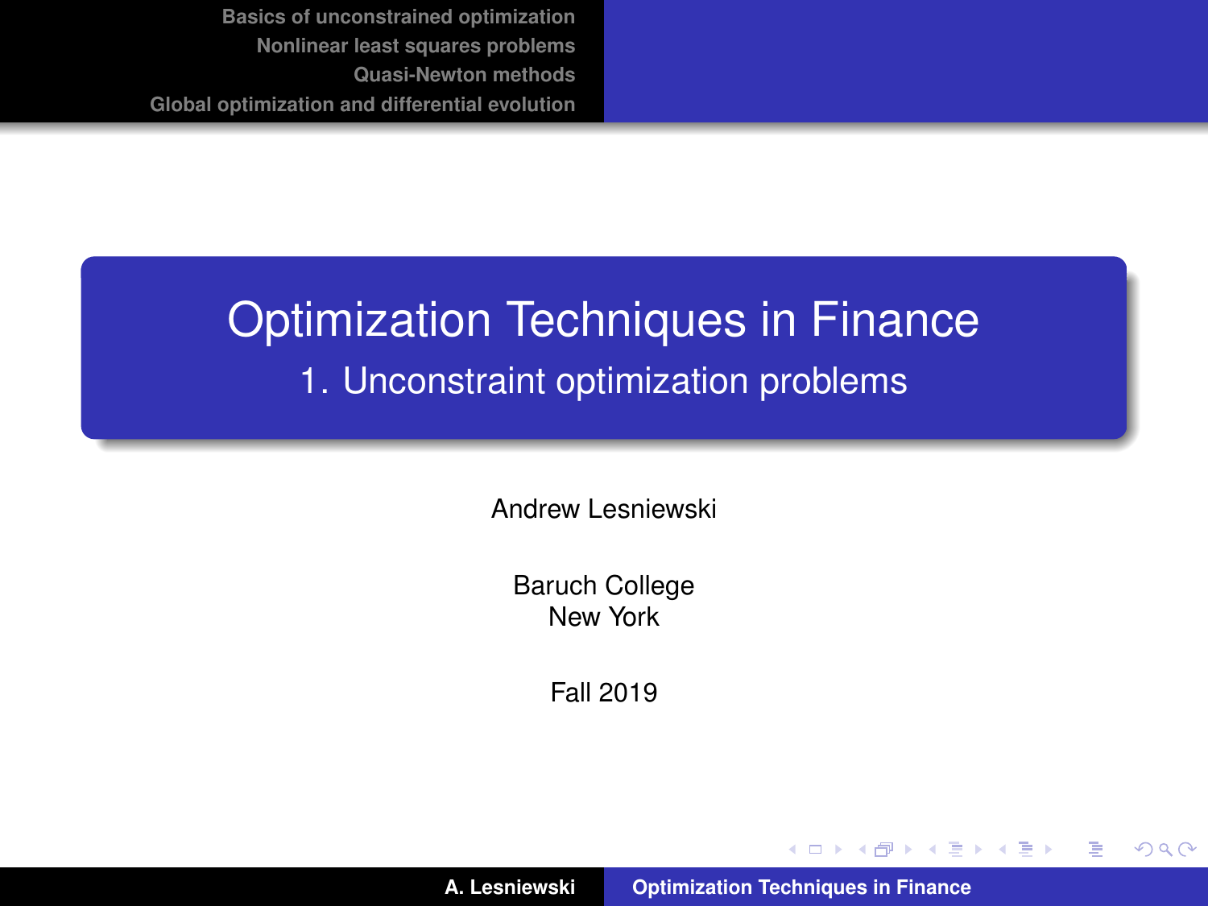# Optimization Techniques in Finance

## 1. Unconstraint optimization problems

Andrew Lesniewski

Baruch College
New York

Fall 2019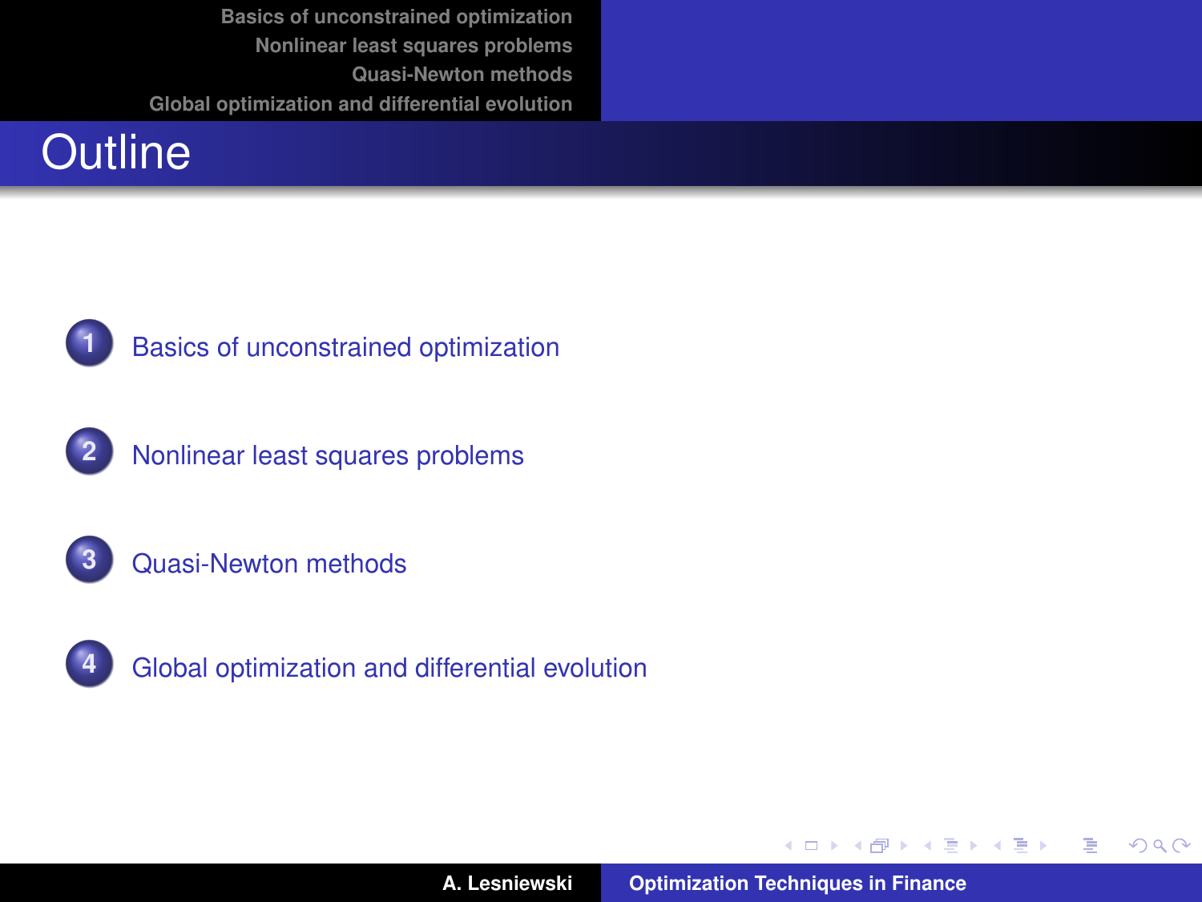# Outline

1. Basics of unconstrained optimization
2. Nonlinear least squares problems
3. Quasi-Newton methods
4. Global optimization and differential evolution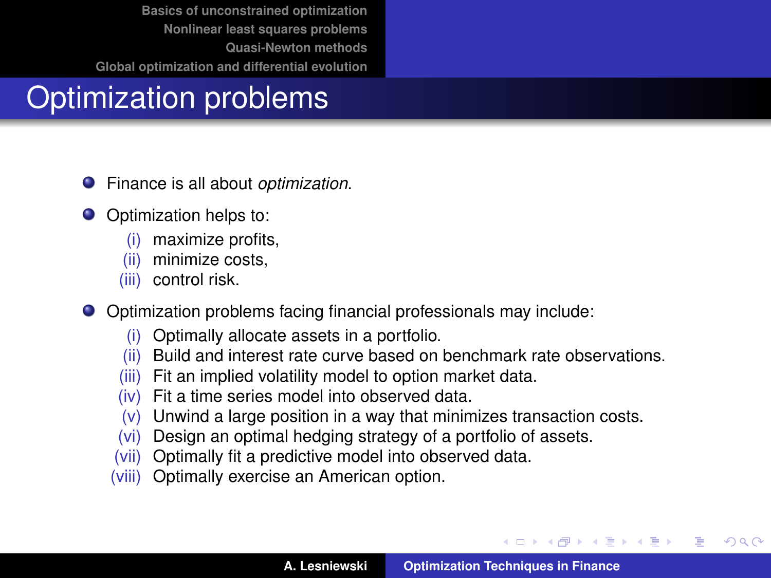# Optimization problems

- Finance is all about *optimization*.
- Optimization helps to:
  - (i) maximize profits,
  - (ii) minimize costs,
  - (iii) control risk.
- Optimization problems facing financial professionals may include:
  - (i) Optimally allocate assets in a portfolio.
  - (ii) Build and interest rate curve based on benchmark rate observations.
  - (iii) Fit an implied volatility model to option market data.
  - (iv) Fit a time series model into observed data.
  - (v) Unwind a large position in a way that minimizes transaction costs.
  - (vi) Design an optimal hedging strategy of a portfolio of assets.
  - (vii) Optimally fit a predictive model into observed data.
  - (viii) Optimally exercise an American option.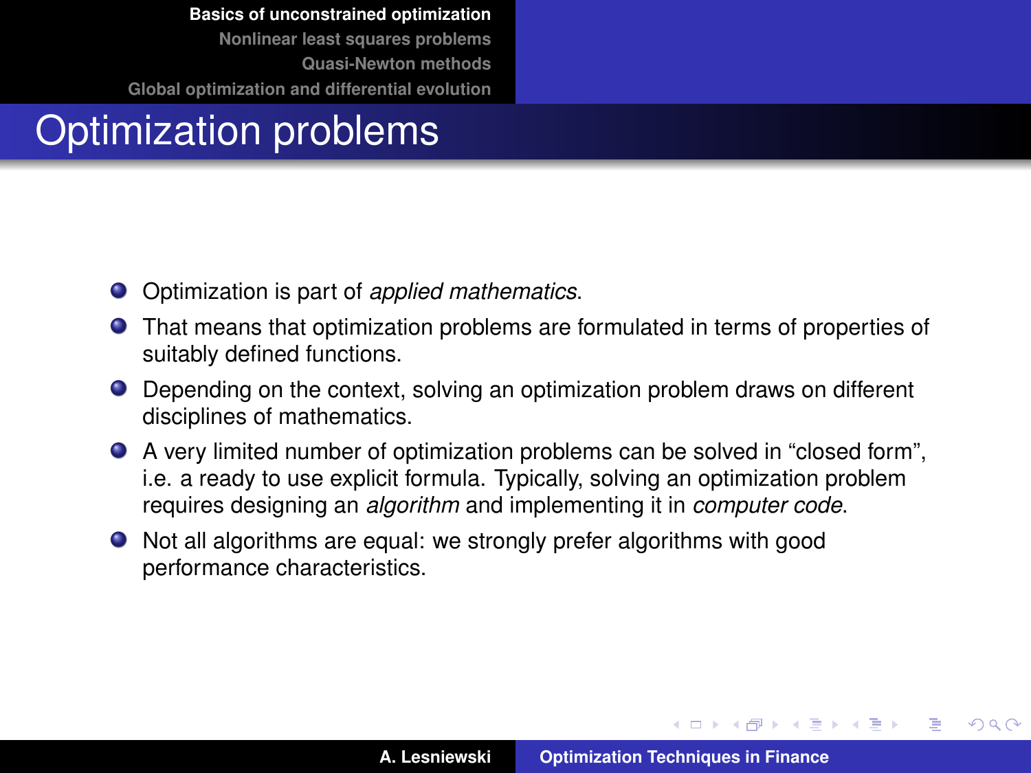# Optimization problems

- Optimization is part of *applied mathematics*.
- That means that optimization problems are formulated in terms of properties of suitably defined functions.
- Depending on the context, solving an optimization problem draws on different disciplines of mathematics.
- A very limited number of optimization problems can be solved in “closed form”, i.e. a ready to use explicit formula. Typically, solving an optimization problem requires designing an *algorithm* and implementing it in *computer code*.
- Not all algorithms are equal: we strongly prefer algorithms with good performance characteristics.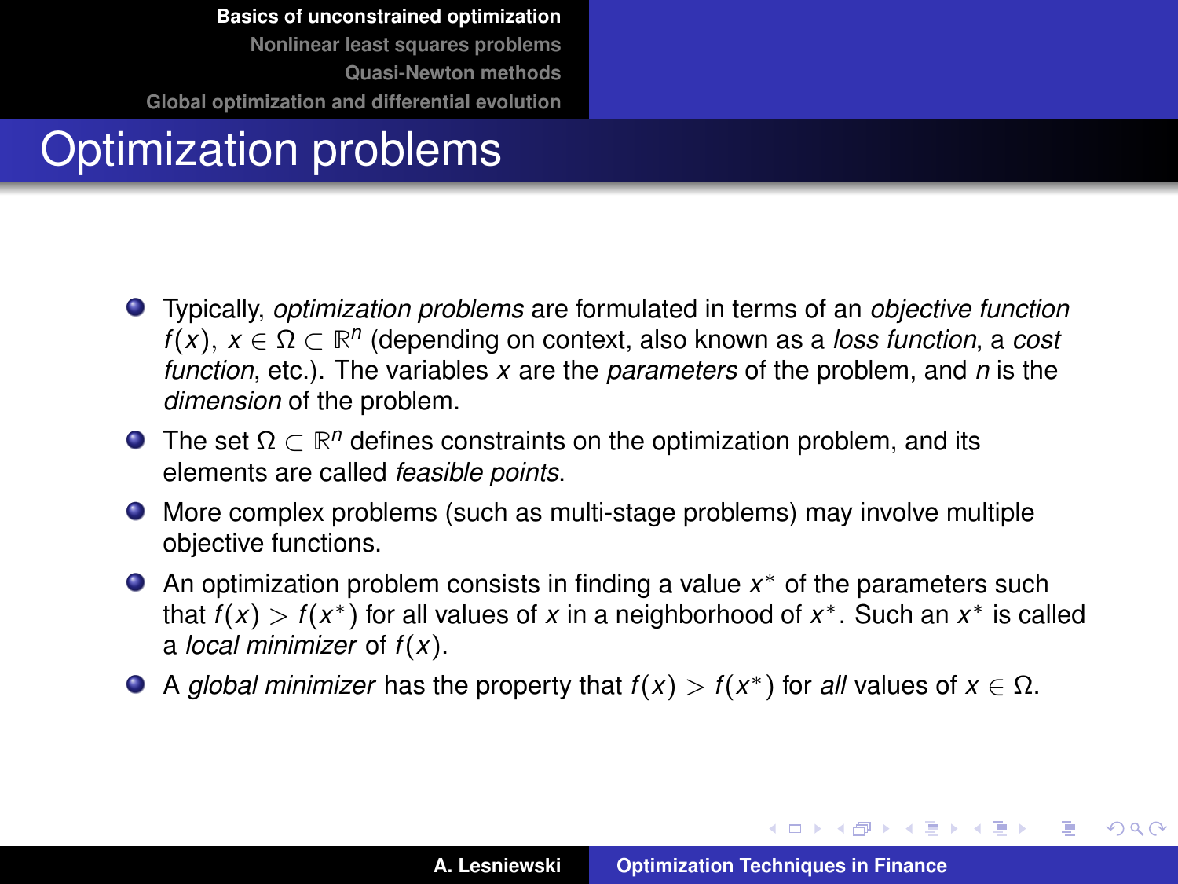# Optimization problems

- Typically, *optimization problems* are formulated in terms of an *objective function* $f(x)$, $x \in \Omega \subset \mathbb{R}^n$ (depending on context, also known as a *loss function*, a *cost function*, etc.). The variables $x$ are the *parameters* of the problem, and $n$ is the *dimension* of the problem.
- The set $\Omega \subset \mathbb{R}^n$ defines constraints on the optimization problem, and its elements are called *feasible points*.
- More complex problems (such as multi-stage problems) may involve multiple objective functions.
- An optimization problem consists in finding a value $x^*$ of the parameters such that $f(x) > f(x^*)$ for all values of $x$ in a neighborhood of $x^*$. Such an $x^*$ is called a *local minimizer* of $f(x)$.
- A *global minimizer* has the property that $f(x) > f(x^*)$ for *all* values of $x \in \Omega$.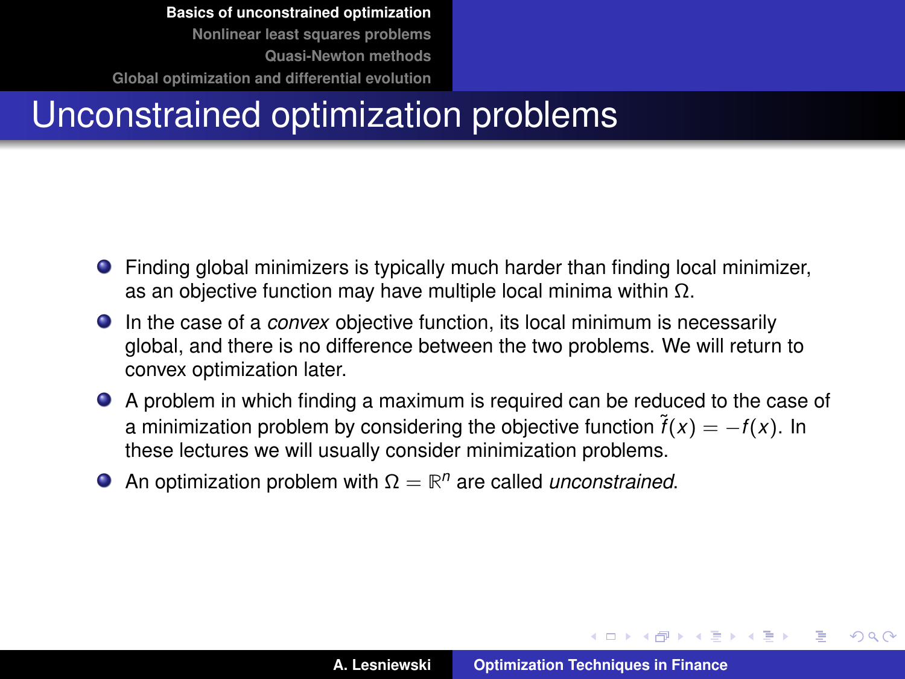# Unconstrained optimization problems

- Finding global minimizers is typically much harder than finding local minimizer, as an objective function may have multiple local minima within $\Omega$.
- In the case of a *convex* objective function, its local minimum is necessarily global, and there is no difference between the two problems. We will return to convex optimization later.
- A problem in which finding a maximum is required can be reduced to the case of a minimization problem by considering the objective function $\tilde{f}(x) = -f(x)$. In these lectures we will usually consider minimization problems.
- An optimization problem with $\Omega = \mathbb{R}^n$ are called *unconstrained*.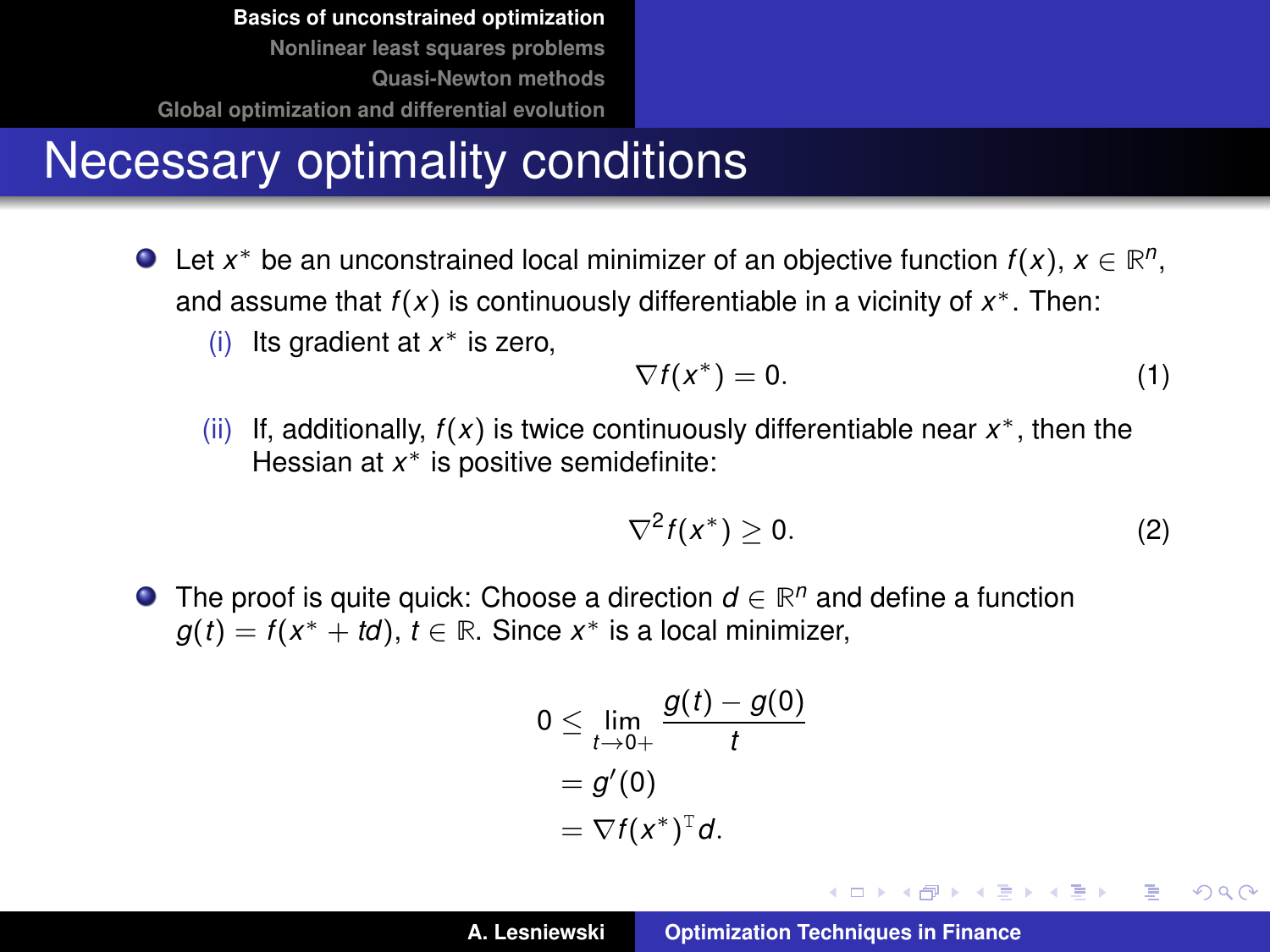# Necessary optimality conditions

- Let $x^*$ be an unconstrained local minimizer of an objective function $f(x)$, $x \in \mathbb{R}^n$, and assume that $f(x)$ is continuously differentiable in a vicinity of $x^*$. Then:
  - (i) Its gradient at $x^*$ is zero,
  $$\nabla f(x^*) = 0. \tag{1}$$
  - (ii) If, additionally, $f(x)$ is twice continuously differentiable near $x^*$, then the Hessian at $x^*$ is positive semidefinite:
  $$\nabla^2 f(x^*) \geq 0. \tag{2}$$

- The proof is quite quick: Choose a direction $d \in \mathbb{R}^n$ and define a function $g(t) = f(x^* + td)$, $t \in \mathbb{R}$. Since $x^*$ is a local minimizer,

$$\begin{aligned} 0 &\leq \lim_{t \to 0+} \frac{g(t) - g(0)}{t} \\ &= g'(0) \\ &= \nabla f(x^*)^{\mathrm{T}} d. \end{aligned}$$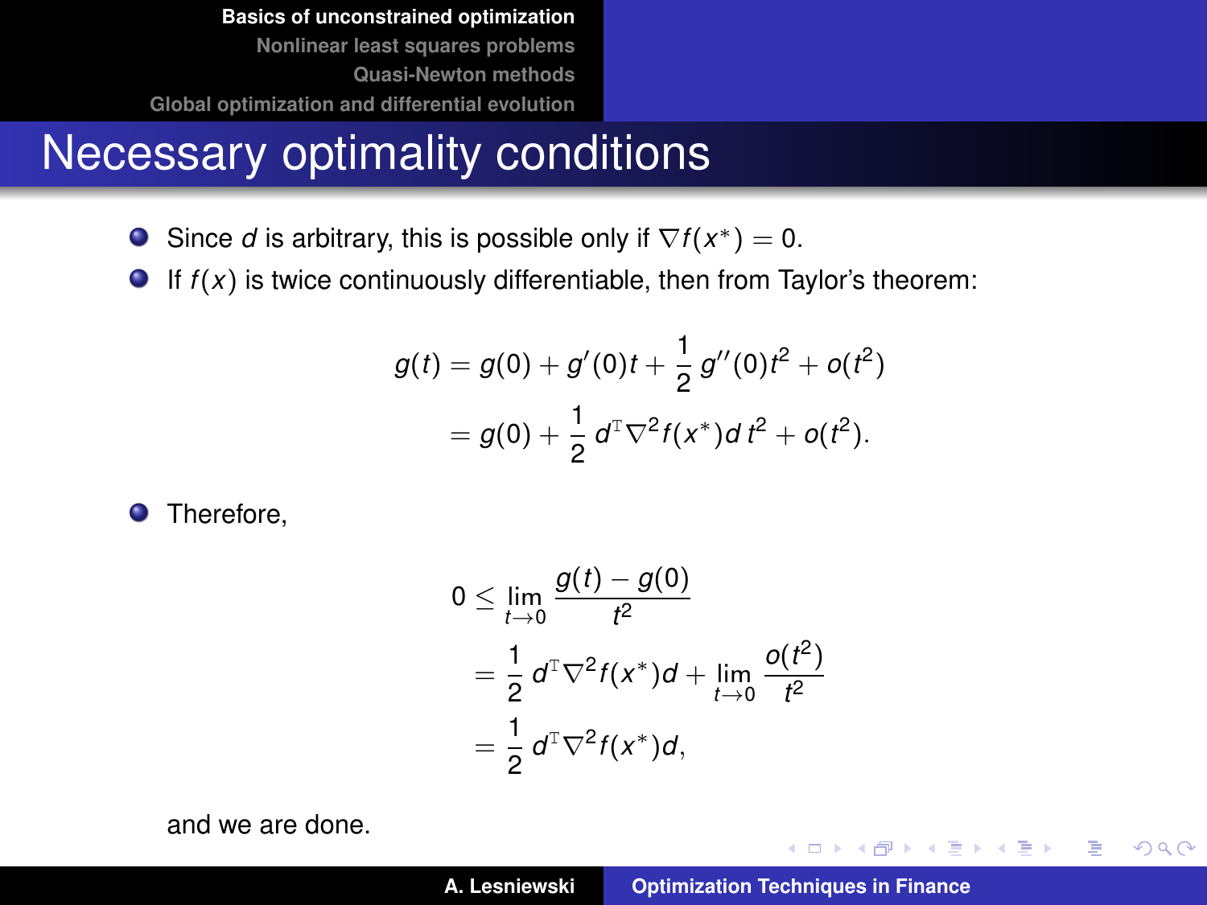# Necessary optimality conditions

- Since $d$ is arbitrary, this is possible only if $\nabla f(x^*) = 0$.
- If $f(x)$ is twice continuously differentiable, then from Taylor's theorem:

$$
\begin{aligned}
g(t) &= g(0) + g'(0)t + \frac{1}{2}\, g''(0)t^2 + o(t^2) \\
&= g(0) + \frac{1}{2}\, d^{\mathrm{T}} \nabla^2 f(x^*) d\, t^2 + o(t^2).
\end{aligned}
$$

- Therefore,

$$
\begin{aligned}
0 &\leq \lim_{t \to 0} \frac{g(t) - g(0)}{t^2} \\
&= \frac{1}{2}\, d^{\mathrm{T}} \nabla^2 f(x^*) d + \lim_{t \to 0} \frac{o(t^2)}{t^2} \\
&= \frac{1}{2}\, d^{\mathrm{T}} \nabla^2 f(x^*) d,
\end{aligned}
$$

and we are done.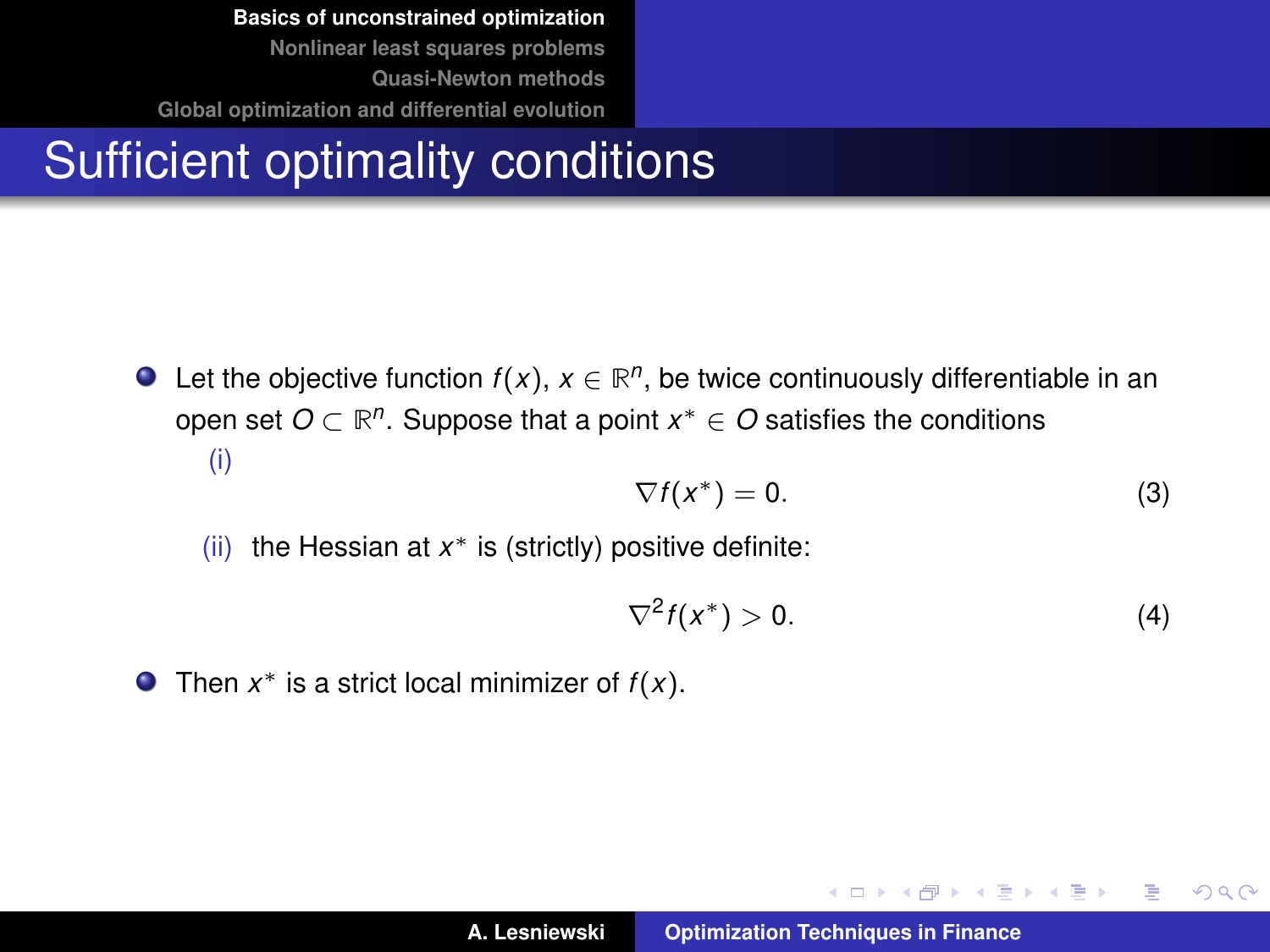# Sufficient optimality conditions

- Let the objective function $f(x)$, $x \in \mathbb{R}^n$, be twice continuously differentiable in an open set $O \subset \mathbb{R}^n$. Suppose that a point $x^* \in O$ satisfies the conditions
  (i)
  $$\nabla f(x^*) = 0. \tag{3}$$
  (ii) the Hessian at $x^*$ is (strictly) positive definite:
  $$\nabla^2 f(x^*) > 0. \tag{4}$$
- Then $x^*$ is a strict local minimizer of $f(x)$.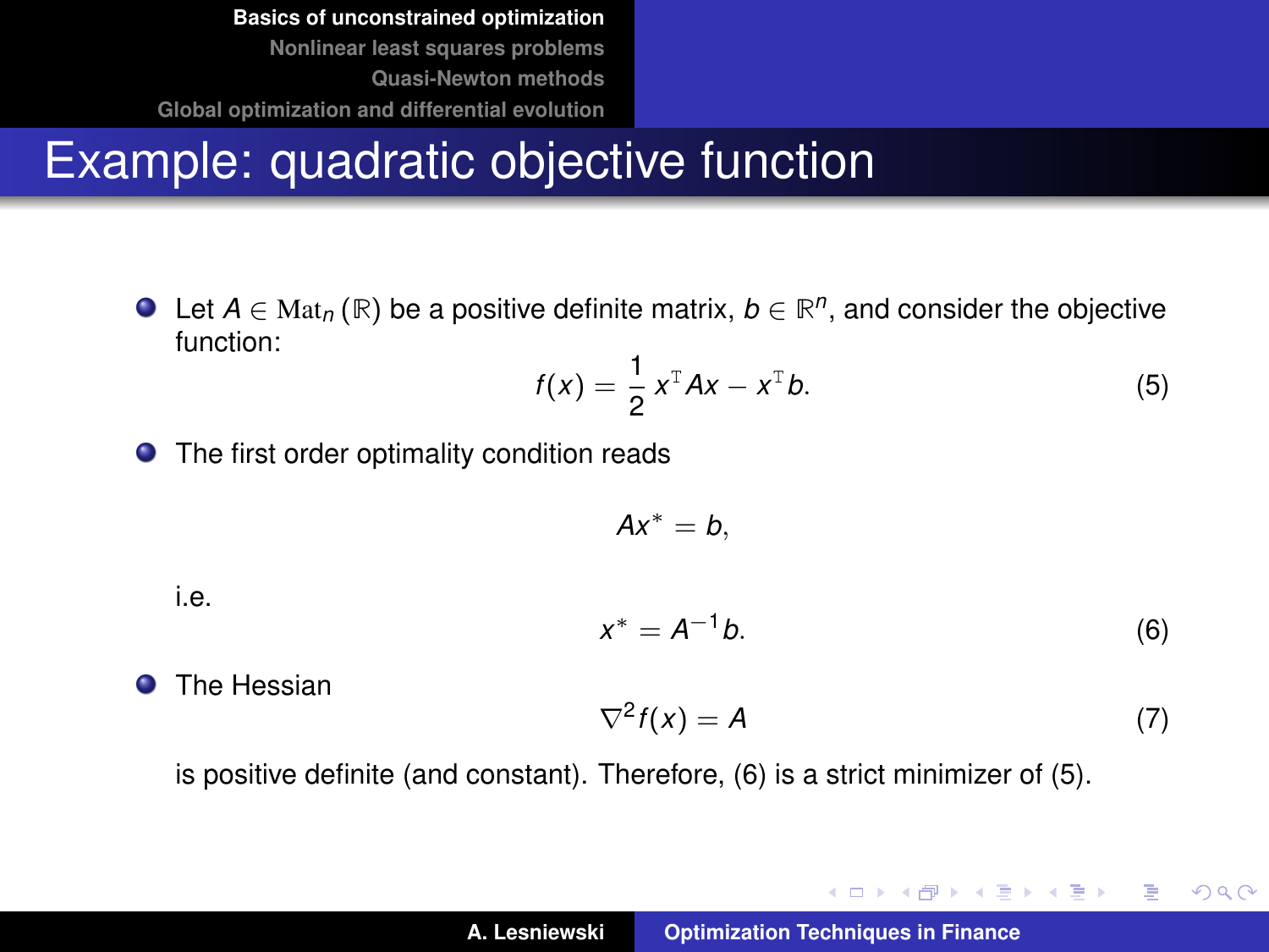# Example: quadratic objective function

- Let $A \in \mathrm{Mat}_n(\mathbb{R})$ be a positive definite matrix, $b \in \mathbb{R}^n$, and consider the objective function:

$$f(x) = \frac{1}{2} x^{\mathrm{T}} A x - x^{\mathrm{T}} b. \tag{5}$$

- The first order optimality condition reads

$$A x^* = b,$$

i.e.

$$x^* = A^{-1} b. \tag{6}$$

- The Hessian

$$\nabla^2 f(x) = A \tag{7}$$

is positive definite (and constant). Therefore, (6) is a strict minimizer of (5).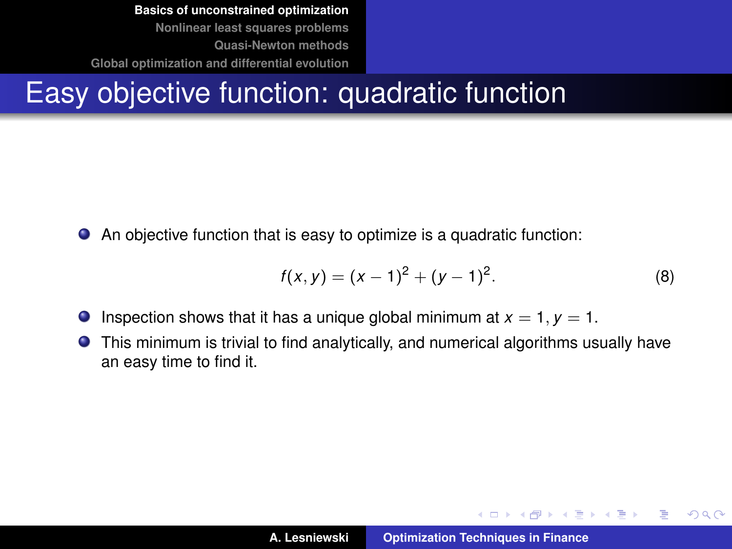## Easy objective function: quadratic function

- An objective function that is easy to optimize is a quadratic function:

$$f(x, y) = (x - 1)^2 + (y - 1)^2. \tag{8}$$

- Inspection shows that it has a unique global minimum at $x = 1, y = 1$.
- This minimum is trivial to find analytically, and numerical algorithms usually have an easy time to find it.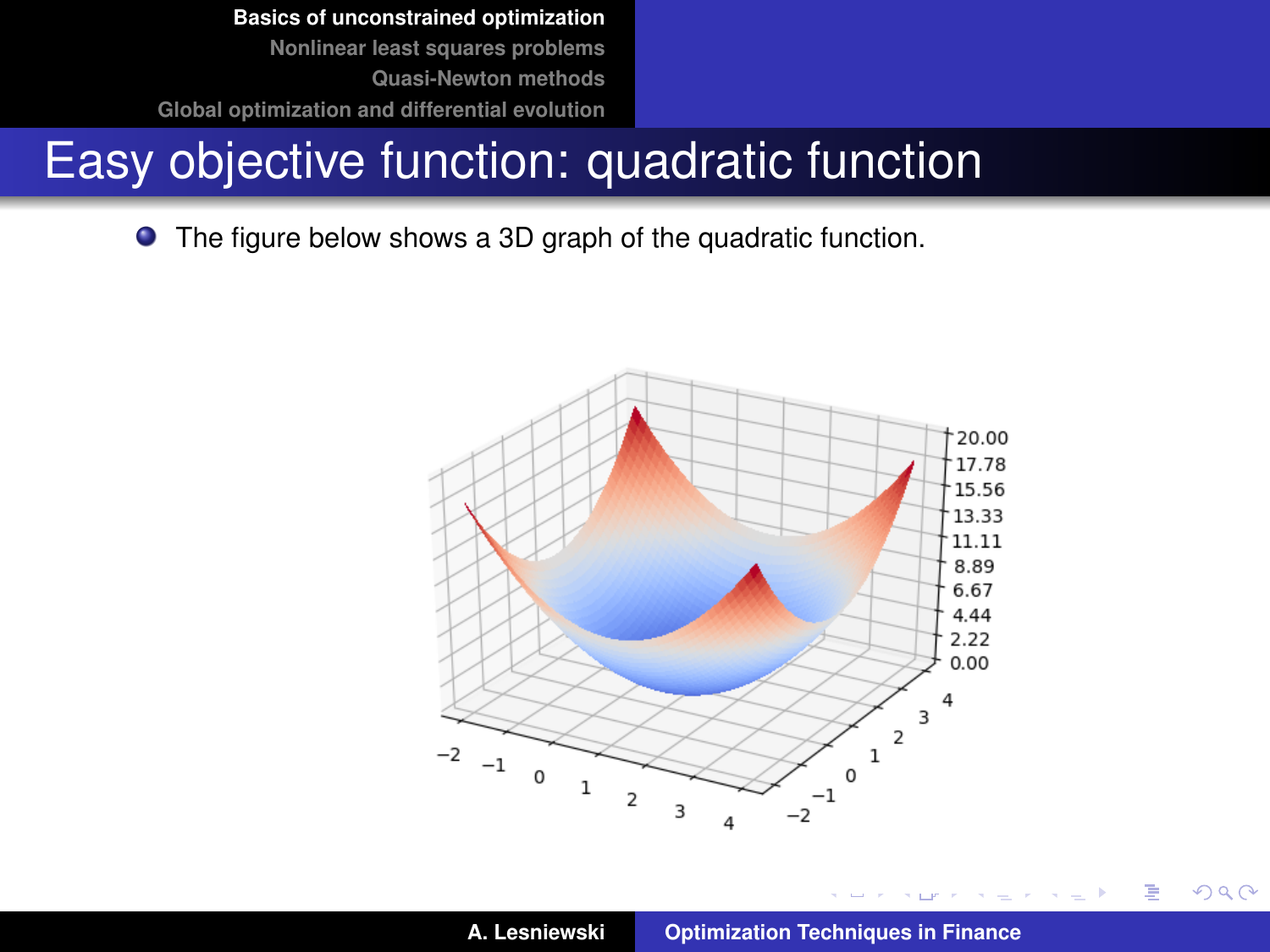# Easy objective function: quadratic function

- The figure below shows a 3D graph of the quadratic function.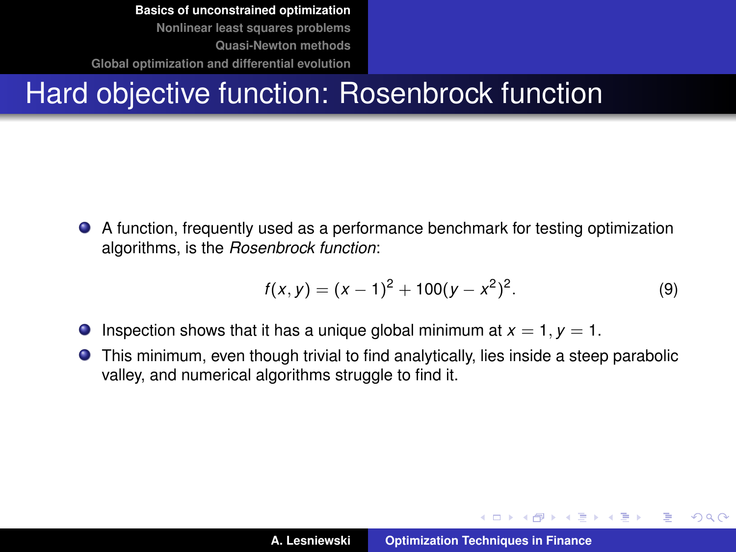# Hard objective function: Rosenbrock function

- A function, frequently used as a performance benchmark for testing optimization algorithms, is the *Rosenbrock function*:

$$f(x, y) = (x - 1)^2 + 100(y - x^2)^2. \tag{9}$$

- Inspection shows that it has a unique global minimum at $x = 1, y = 1$.
- This minimum, even though trivial to find analytically, lies inside a steep parabolic valley, and numerical algorithms struggle to find it.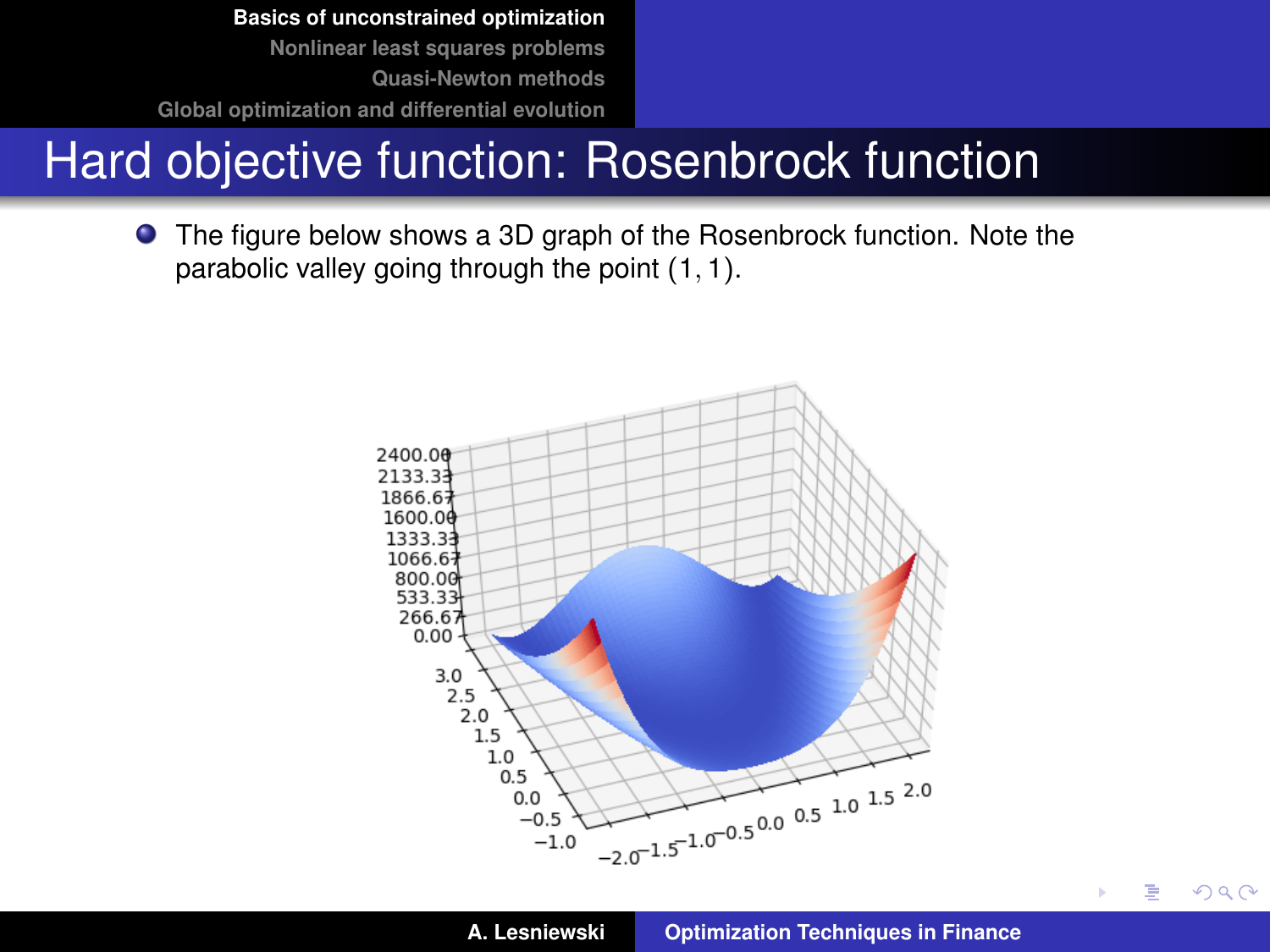# Hard objective function: Rosenbrock function

- The figure below shows a 3D graph of the Rosenbrock function. Note the parabolic valley going through the point $(1, 1)$.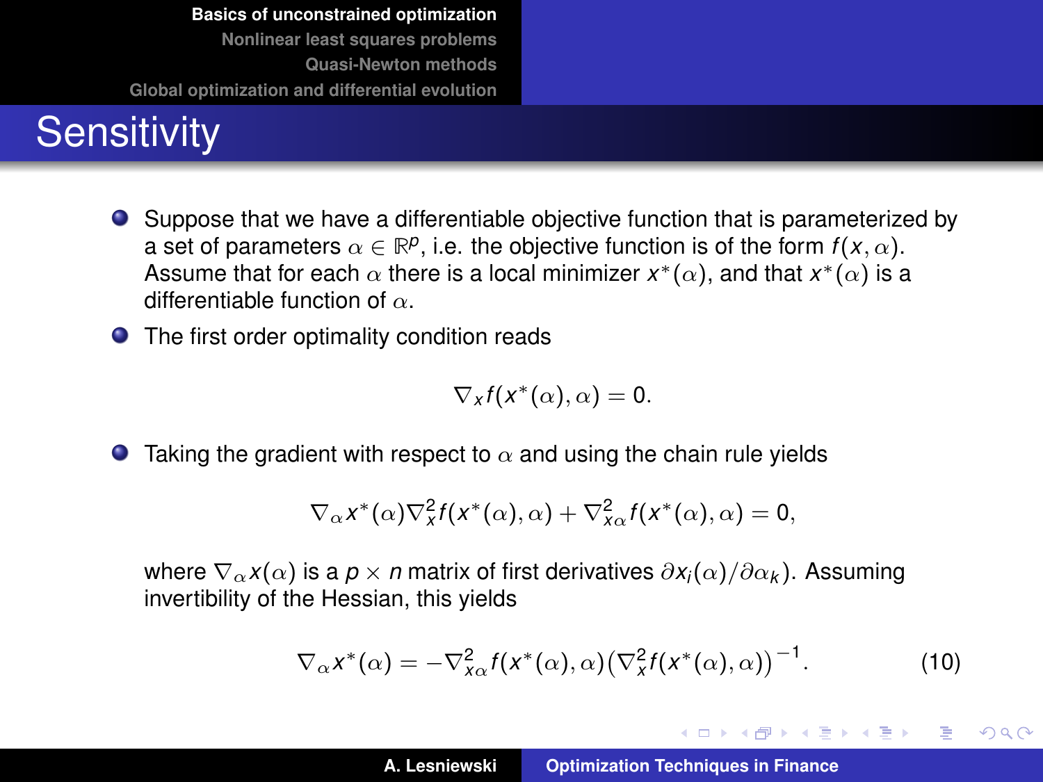# Sensitivity

- Suppose that we have a differentiable objective function that is parameterized by a set of parameters $\alpha \in \mathbb{R}^p$, i.e. the objective function is of the form $f(x, \alpha)$. Assume that for each $\alpha$ there is a local minimizer $x^*(\alpha)$, and that $x^*(\alpha)$ is a differentiable function of $\alpha$.
- The first order optimality condition reads

$$\nabla_x f(x^*(\alpha), \alpha) = 0.$$

- Taking the gradient with respect to $\alpha$ and using the chain rule yields

$$\nabla_\alpha x^*(\alpha) \nabla_x^2 f(x^*(\alpha), \alpha) + \nabla_{x\alpha}^2 f(x^*(\alpha), \alpha) = 0,$$

where $\nabla_\alpha x(\alpha)$ is a $p \times n$ matrix of first derivatives $\partial x_i(\alpha)/\partial \alpha_k$). Assuming invertibility of the Hessian, this yields

$$\nabla_\alpha x^*(\alpha) = -\nabla_{x\alpha}^2 f(x^*(\alpha), \alpha) \big(\nabla_x^2 f(x^*(\alpha), \alpha)\big)^{-1}. \tag{10}$$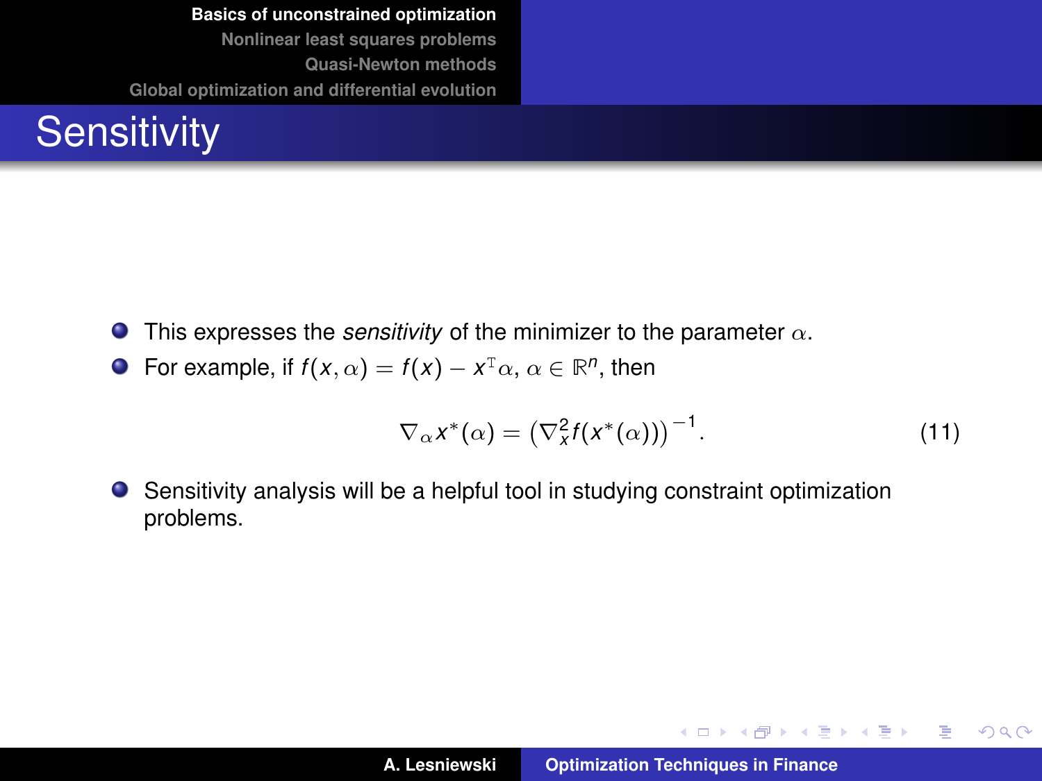# Sensitivity

- This expresses the *sensitivity* of the minimizer to the parameter $\alpha$.
- For example, if $f(x, \alpha) = f(x) - x^{\mathrm{T}}\alpha$, $\alpha \in \mathbb{R}^n$, then

$$\nabla_\alpha x^*(\alpha) = \left(\nabla_x^2 f(x^*(\alpha))\right)^{-1}. \tag{11}$$

- Sensitivity analysis will be a helpful tool in studying constraint optimization problems.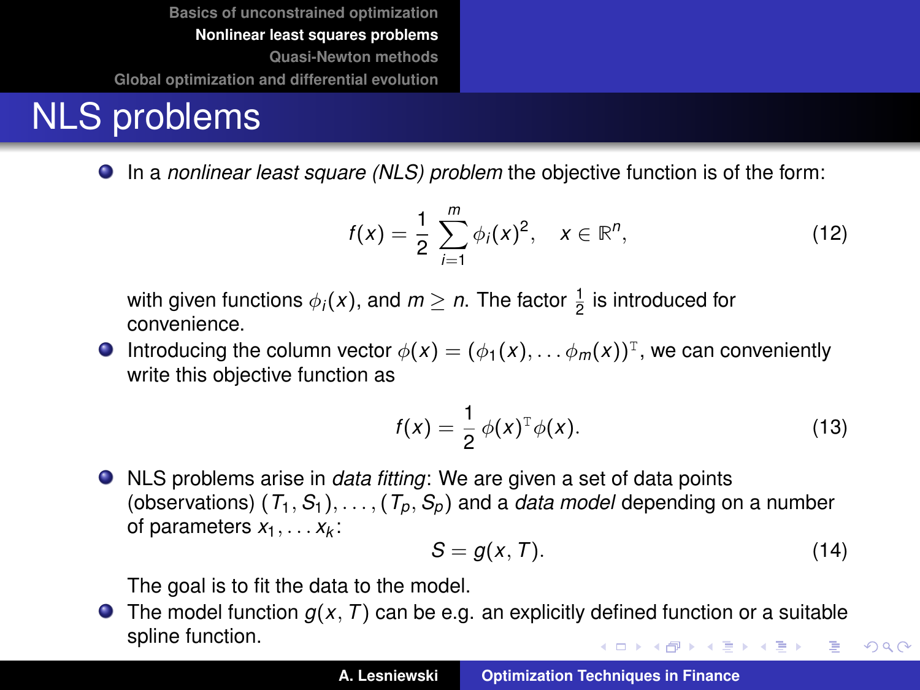# NLS problems

- In a *nonlinear least square (NLS) problem* the objective function is of the form:

$$f(x) = \frac{1}{2} \sum_{i=1}^{m} \phi_i(x)^2, \quad x \in \mathbb{R}^n, \tag{12}$$

  with given functions $\phi_i(x)$, and $m \geq n$. The factor $\frac{1}{2}$ is introduced for convenience.

- Introducing the column vector $\phi(x) = (\phi_1(x), \ldots \phi_m(x))^{\mathrm{T}}$, we can conveniently write this objective function as

$$f(x) = \frac{1}{2} \phi(x)^{\mathrm{T}} \phi(x). \tag{13}$$

- NLS problems arise in *data fitting*: We are given a set of data points (observations) $(T_1, S_1), \ldots, (T_p, S_p)$ and a *data model* depending on a number of parameters $x_1, \ldots x_k$:

$$S = g(x, T). \tag{14}$$

  The goal is to fit the data to the model.

- The model function $g(x, T)$ can be e.g. an explicitly defined function or a suitable spline function.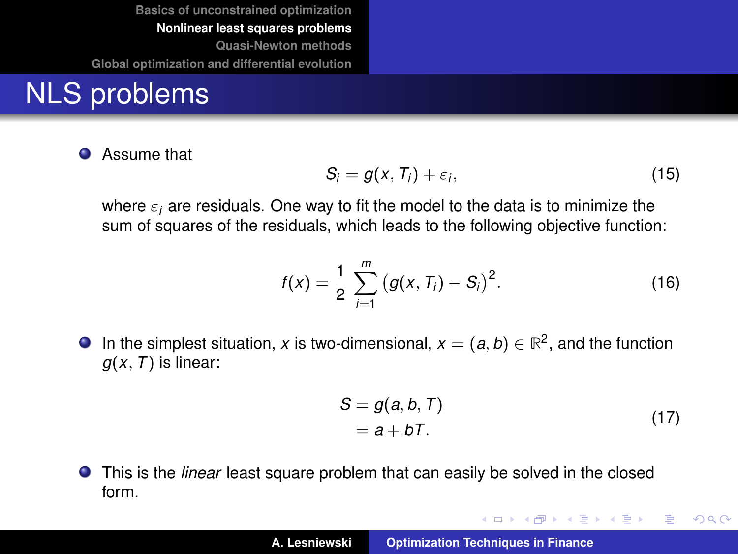# NLS problems

- Assume that
$$S_i = g(x, T_i) + \varepsilon_i, \tag{15}$$
where $\varepsilon_i$ are residuals. One way to fit the model to the data is to minimize the sum of squares of the residuals, which leads to the following objective function:
$$f(x) = \frac{1}{2} \sum_{i=1}^{m} \left( g(x, T_i) - S_i \right)^2. \tag{16}$$
- In the simplest situation, $x$ is two-dimensional, $x = (a, b) \in \mathbb{R}^2$, and the function $g(x, T)$ is linear:
$$\begin{aligned} S &= g(a, b, T) \\ &= a + bT. \end{aligned} \tag{17}$$
- This is the *linear* least square problem that can easily be solved in the closed form.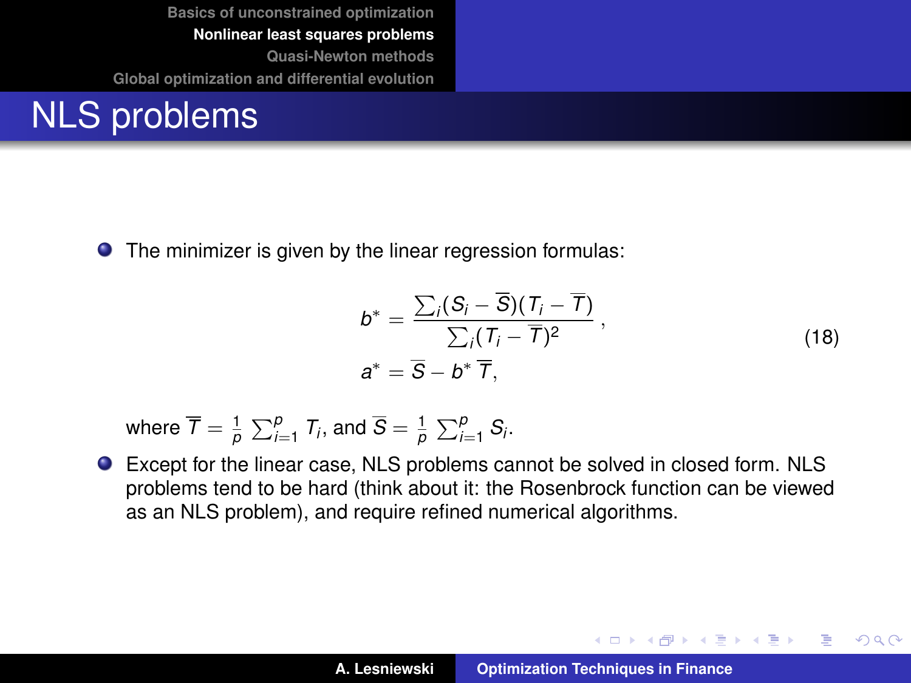# NLS problems

- The minimizer is given by the linear regression formulas:

$$
\begin{aligned}
b^* &= \frac{\sum_i (S_i - \overline{S})(T_i - \overline{T})}{\sum_i (T_i - \overline{T})^2}\,, \\
a^* &= \overline{S} - b^* \, \overline{T},
\end{aligned}
\tag{18}
$$

  where $\overline{T} = \frac{1}{p} \sum_{i=1}^{p} T_i$, and $\overline{S} = \frac{1}{p} \sum_{i=1}^{p} S_i$.

- Except for the linear case, NLS problems cannot be solved in closed form. NLS problems tend to be hard (think about it: the Rosenbrock function can be viewed as an NLS problem), and require refined numerical algorithms.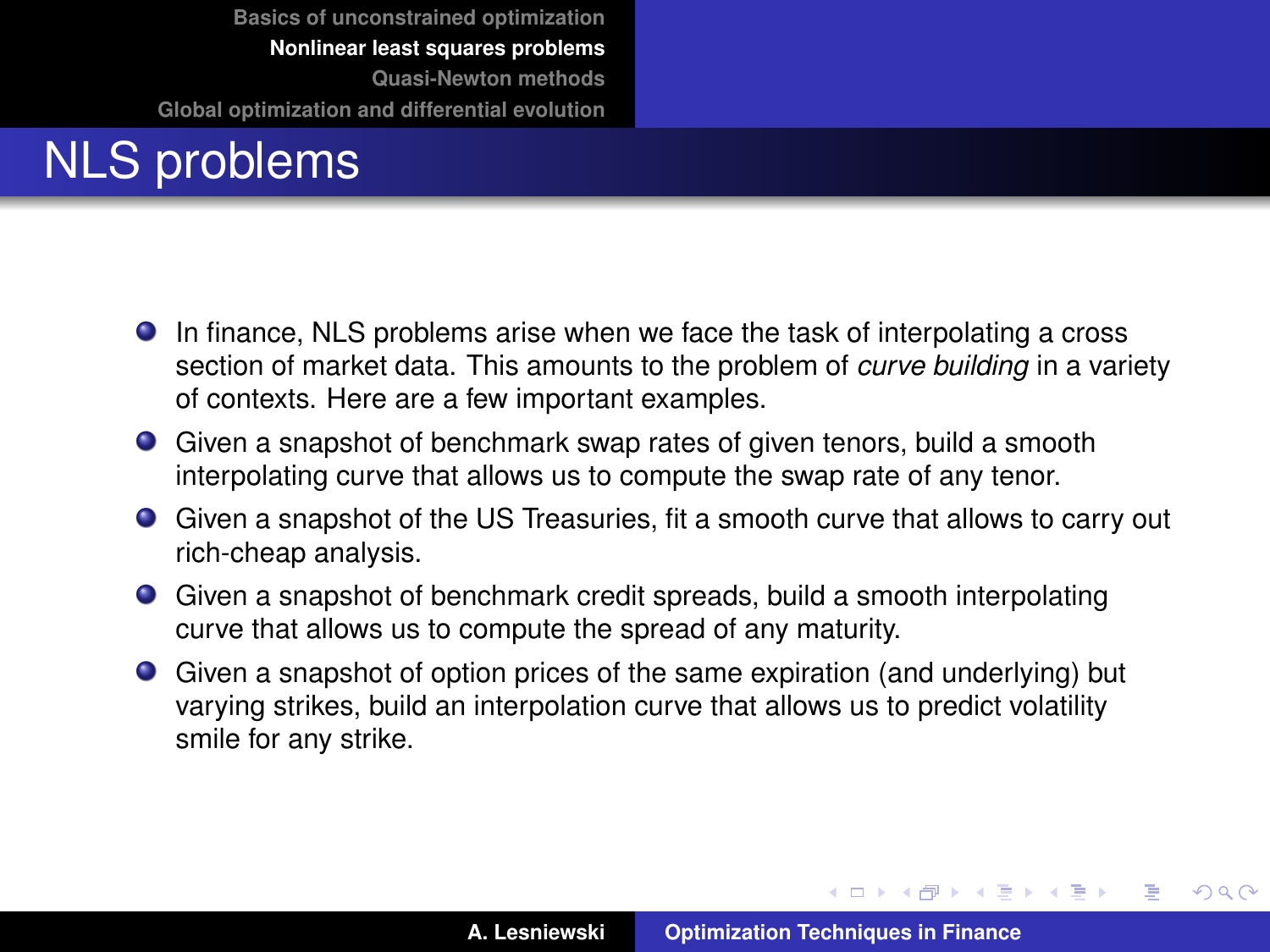# NLS problems

- In finance, NLS problems arise when we face the task of interpolating a cross section of market data. This amounts to the problem of *curve building* in a variety of contexts. Here are a few important examples.
- Given a snapshot of benchmark swap rates of given tenors, build a smooth interpolating curve that allows us to compute the swap rate of any tenor.
- Given a snapshot of the US Treasuries, fit a smooth curve that allows to carry out rich-cheap analysis.
- Given a snapshot of benchmark credit spreads, build a smooth interpolating curve that allows us to compute the spread of any maturity.
- Given a snapshot of option prices of the same expiration (and underlying) but varying strikes, build an interpolation curve that allows us to predict volatility smile for any strike.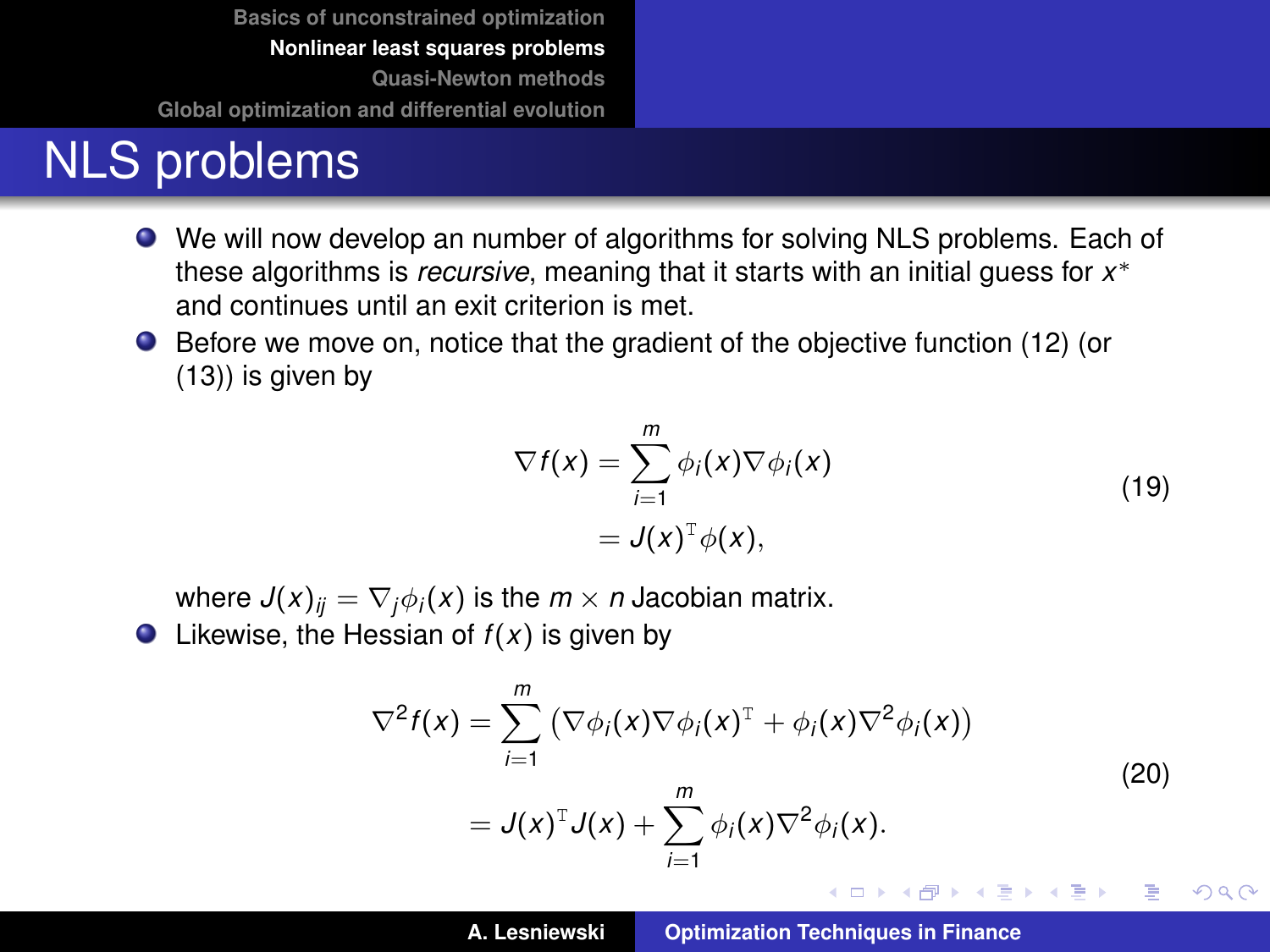# NLS problems

- We will now develop an number of algorithms for solving NLS problems. Each of these algorithms is *recursive*, meaning that it starts with an initial guess for $x^*$ and continues until an exit criterion is met.
- Before we move on, notice that the gradient of the objective function (12) (or (13)) is given by

$$
\begin{aligned}
\nabla f(x) &= \sum_{i=1}^{m} \phi_i(x) \nabla \phi_i(x) \\
&= J(x)^{\mathrm{T}} \phi(x),
\end{aligned}
\tag{19}
$$

where $J(x)_{ij} = \nabla_j \phi_i(x)$ is the $m \times n$ Jacobian matrix.

- Likewise, the Hessian of $f(x)$ is given by

$$
\begin{aligned}
\nabla^2 f(x) &= \sum_{i=1}^{m} \left( \nabla \phi_i(x) \nabla \phi_i(x)^{\mathrm{T}} + \phi_i(x) \nabla^2 \phi_i(x) \right) \\
&= J(x)^{\mathrm{T}} J(x) + \sum_{i=1}^{m} \phi_i(x) \nabla^2 \phi_i(x).
\end{aligned}
\tag{20}
$$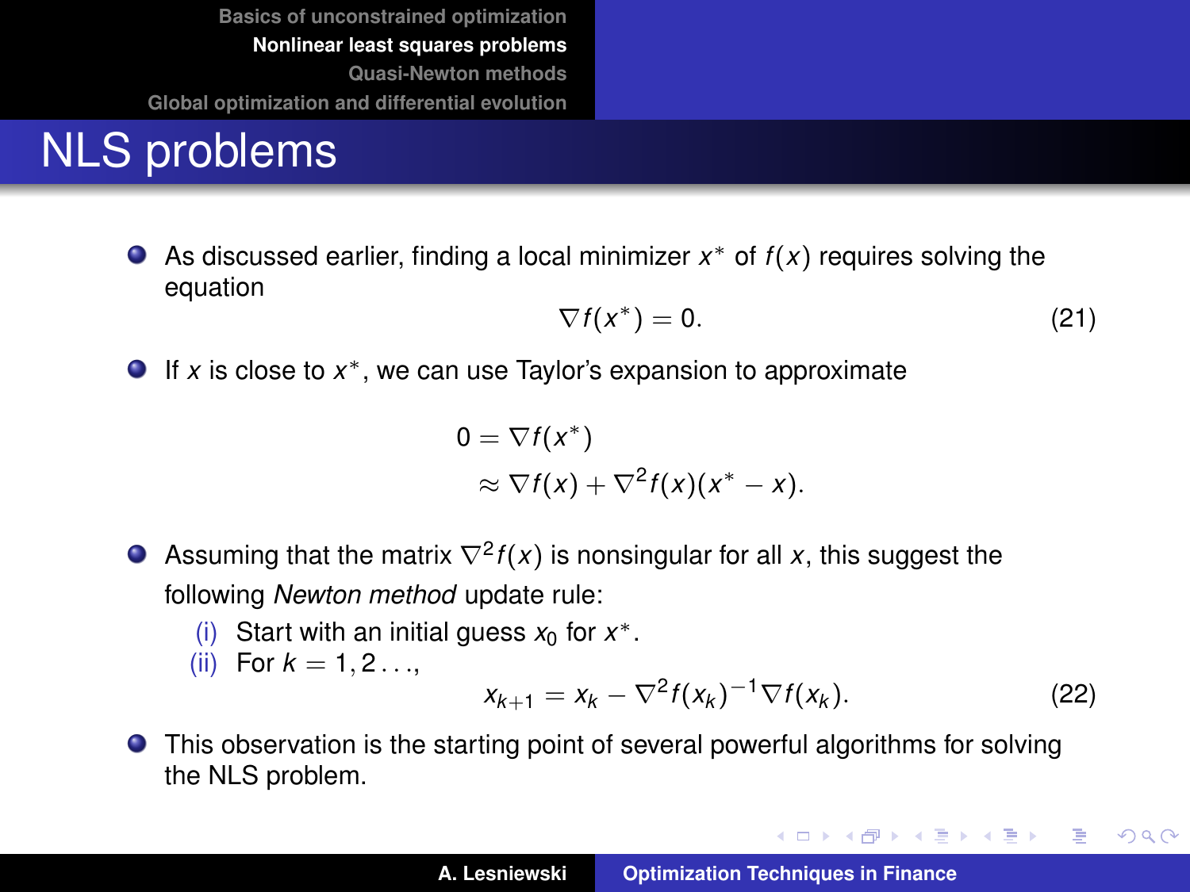# NLS problems

- As discussed earlier, finding a local minimizer $x^*$ of $f(x)$ requires solving the equation
$$\nabla f(x^*) = 0. \tag{21}$$
- If $x$ is close to $x^*$, we can use Taylor's expansion to approximate
$$\begin{aligned} 0 &= \nabla f(x^*) \\ &\approx \nabla f(x) + \nabla^2 f(x)(x^* - x). \end{aligned}$$
- Assuming that the matrix $\nabla^2 f(x)$ is nonsingular for all $x$, this suggest the following *Newton method* update rule:
  - (i) Start with an initial guess $x_0$ for $x^*$.
  - (ii) For $k = 1, 2 \ldots,$
$$x_{k+1} = x_k - \nabla^2 f(x_k)^{-1} \nabla f(x_k). \tag{22}$$
- This observation is the starting point of several powerful algorithms for solving the NLS problem.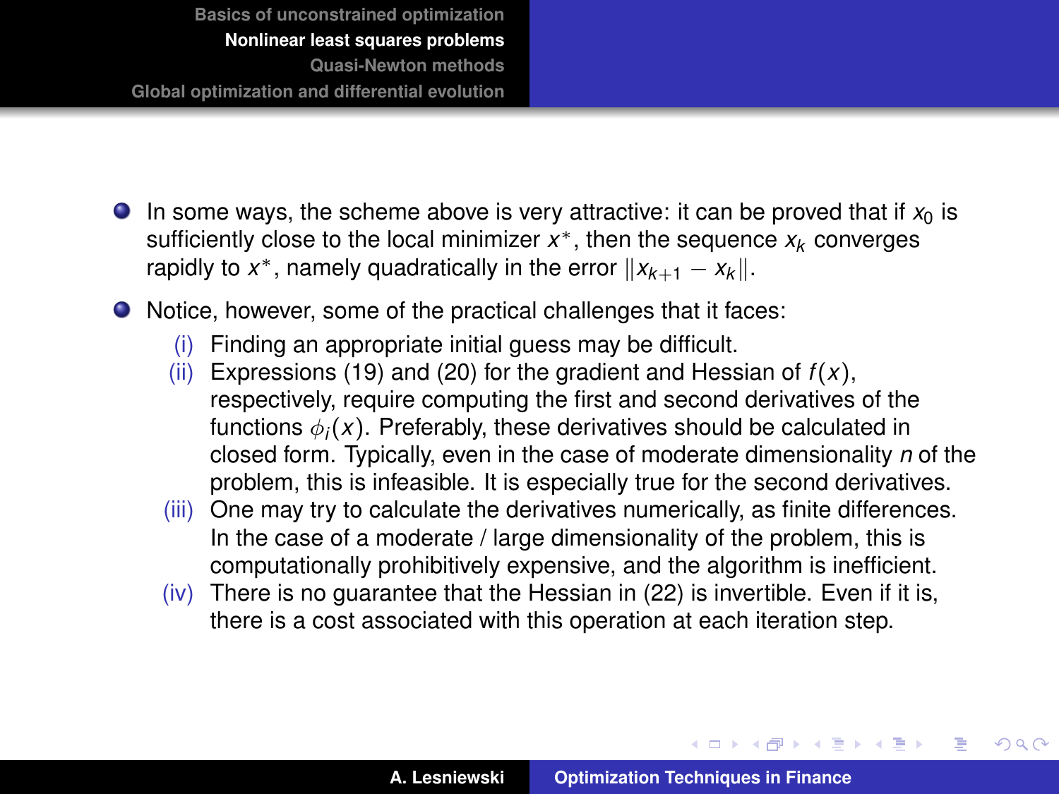- In some ways, the scheme above is very attractive: it can be proved that if $x_0$ is sufficiently close to the local minimizer $x^*$, then the sequence $x_k$ converges rapidly to $x^*$, namely quadratically in the error $\|x_{k+1} - x_k\|$.
- Notice, however, some of the practical challenges that it faces:
  - (i) Finding an appropriate initial guess may be difficult.
  - (ii) Expressions (19) and (20) for the gradient and Hessian of $f(x)$, respectively, require computing the first and second derivatives of the functions $\phi_i(x)$. Preferably, these derivatives should be calculated in closed form. Typically, even in the case of moderate dimensionality $n$ of the problem, this is infeasible. It is especially true for the second derivatives.
  - (iii) One may try to calculate the derivatives numerically, as finite differences. In the case of a moderate / large dimensionality of the problem, this is computationally prohibitively expensive, and the algorithm is inefficient.
  - (iv) There is no guarantee that the Hessian in (22) is invertible. Even if it is, there is a cost associated with this operation at each iteration step.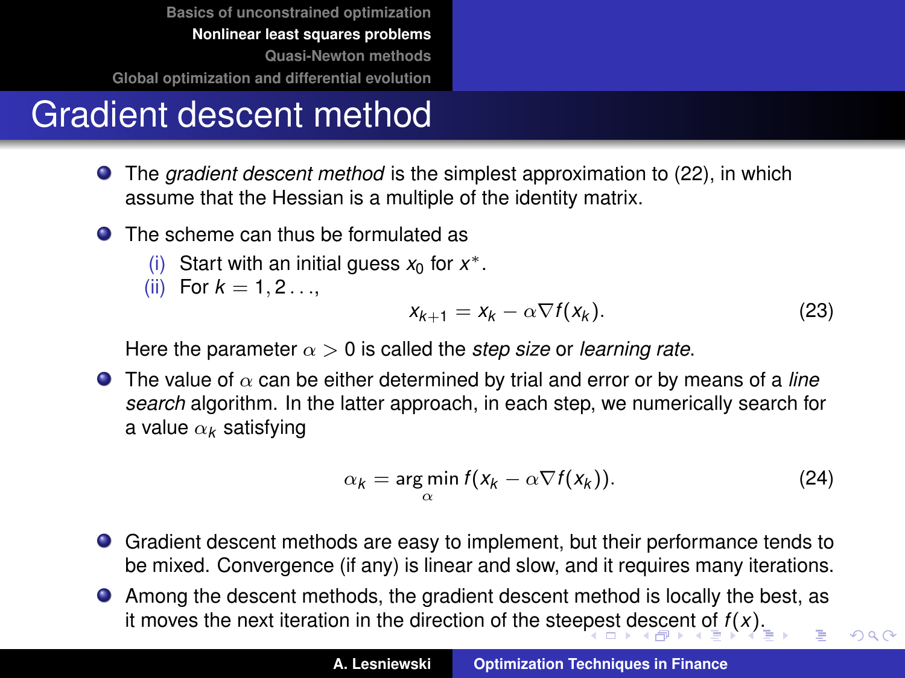# Gradient descent method

- The *gradient descent method* is the simplest approximation to (22), in which assume that the Hessian is a multiple of the identity matrix.
- The scheme can thus be formulated as
  - (i) Start with an initial guess $x_0$ for $x^*$.
  - (ii) For $k = 1, 2 \ldots$,

$$x_{k+1} = x_k - \alpha \nabla f(x_k). \tag{23}$$

  Here the parameter $\alpha > 0$ is called the *step size* or *learning rate*.
- The value of $\alpha$ can be either determined by trial and error or by means of a *line search* algorithm. In the latter approach, in each step, we numerically search for a value $\alpha_k$ satisfying

$$\alpha_k = \arg\min_{\alpha} f(x_k - \alpha \nabla f(x_k)). \tag{24}$$

- Gradient descent methods are easy to implement, but their performance tends to be mixed. Convergence (if any) is linear and slow, and it requires many iterations.
- Among the descent methods, the gradient descent method is locally the best, as it moves the next iteration in the direction of the steepest descent of $f(x)$.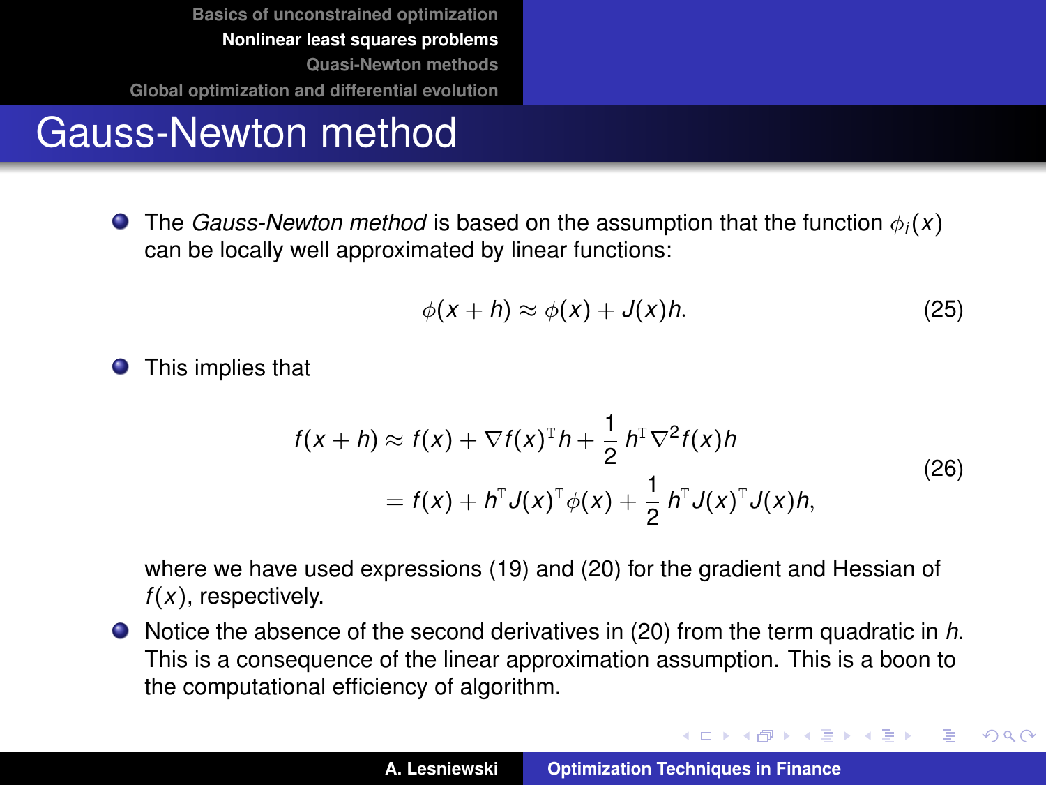# Gauss-Newton method

- The *Gauss-Newton method* is based on the assumption that the function $\phi_i(x)$ can be locally well approximated by linear functions:

$$\phi(x+h) \approx \phi(x) + J(x)h. \tag{25}$$

- This implies that

$$\begin{aligned} f(x+h) &\approx f(x) + \nabla f(x)^{\mathrm{T}} h + \frac{1}{2}\, h^{\mathrm{T}} \nabla^2 f(x) h \\ &= f(x) + h^{\mathrm{T}} J(x)^{\mathrm{T}} \phi(x) + \frac{1}{2}\, h^{\mathrm{T}} J(x)^{\mathrm{T}} J(x) h, \end{aligned} \tag{26}$$

  where we have used expressions (19) and (20) for the gradient and Hessian of $f(x)$, respectively.

- Notice the absence of the second derivatives in (20) from the term quadratic in $h$. This is a consequence of the linear approximation assumption. This is a boon to the computational efficiency of algorithm.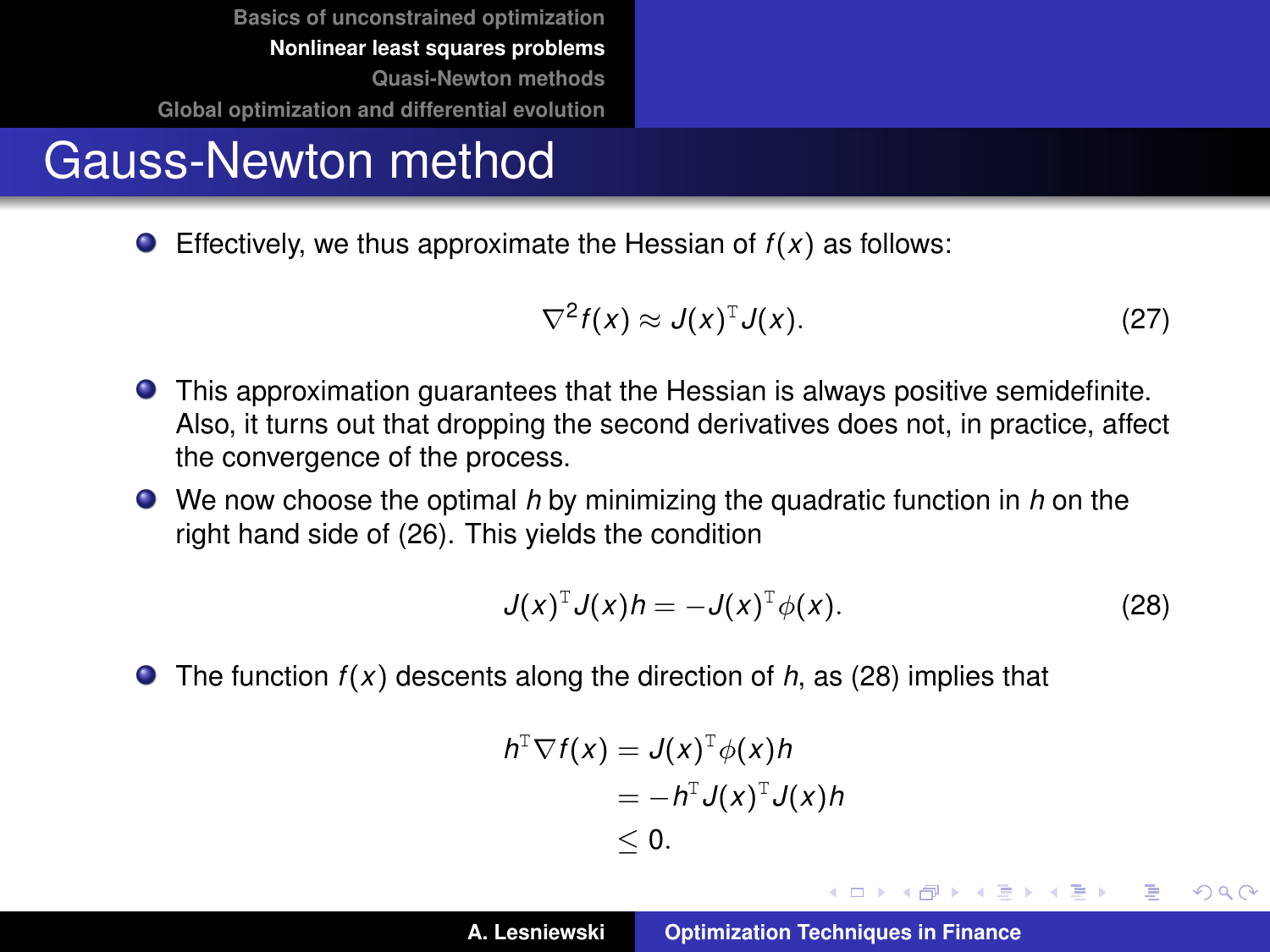# Gauss-Newton method

- Effectively, we thus approximate the Hessian of $f(x)$ as follows:

$$\nabla^2 f(x) \approx J(x)^{\mathrm{T}} J(x). \tag{27}$$

- This approximation guarantees that the Hessian is always positive semidefinite. Also, it turns out that dropping the second derivatives does not, in practice, affect the convergence of the process.
- We now choose the optimal $h$ by minimizing the quadratic function in $h$ on the right hand side of (26). This yields the condition

$$J(x)^{\mathrm{T}} J(x) h = -J(x)^{\mathrm{T}} \phi(x). \tag{28}$$

- The function $f(x)$ descents along the direction of $h$, as (28) implies that

$$\begin{aligned} h^{\mathrm{T}} \nabla f(x) &= J(x)^{\mathrm{T}} \phi(x) h \\ &= -h^{\mathrm{T}} J(x)^{\mathrm{T}} J(x) h \\ &\leq 0. \end{aligned}$$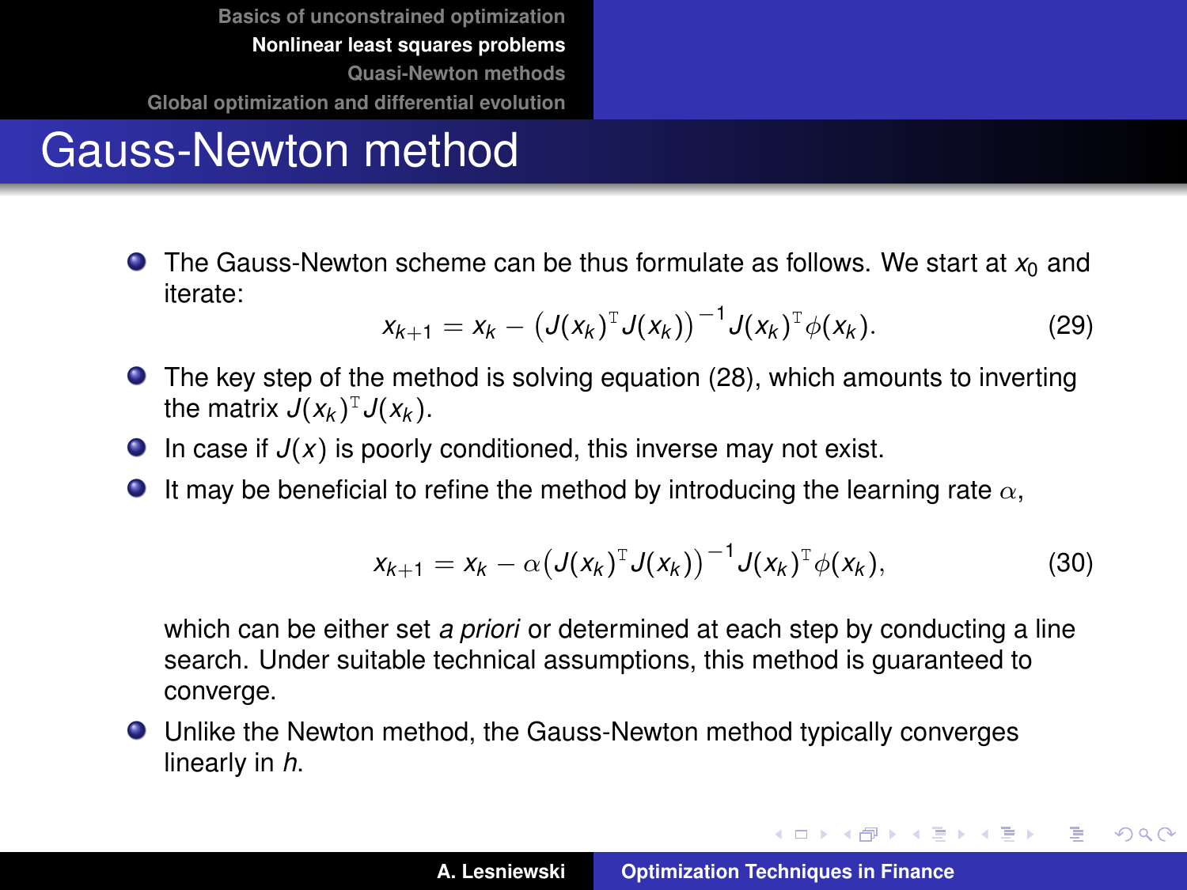# Gauss-Newton method

- The Gauss-Newton scheme can be thus formulate as follows. We start at $x_0$ and iterate:

$$x_{k+1} = x_k - \big(J(x_k)^{\mathrm{T}} J(x_k)\big)^{-1} J(x_k)^{\mathrm{T}} \phi(x_k). \tag{29}$$

- The key step of the method is solving equation (28), which amounts to inverting the matrix $J(x_k)^{\mathrm{T}} J(x_k)$.
- In case if $J(x)$ is poorly conditioned, this inverse may not exist.
- It may be beneficial to refine the method by introducing the learning rate $\alpha$,

$$x_{k+1} = x_k - \alpha\big(J(x_k)^{\mathrm{T}} J(x_k)\big)^{-1} J(x_k)^{\mathrm{T}} \phi(x_k), \tag{30}$$

  which can be either set *a priori* or determined at each step by conducting a line search. Under suitable technical assumptions, this method is guaranteed to converge.
- Unlike the Newton method, the Gauss-Newton method typically converges linearly in $h$.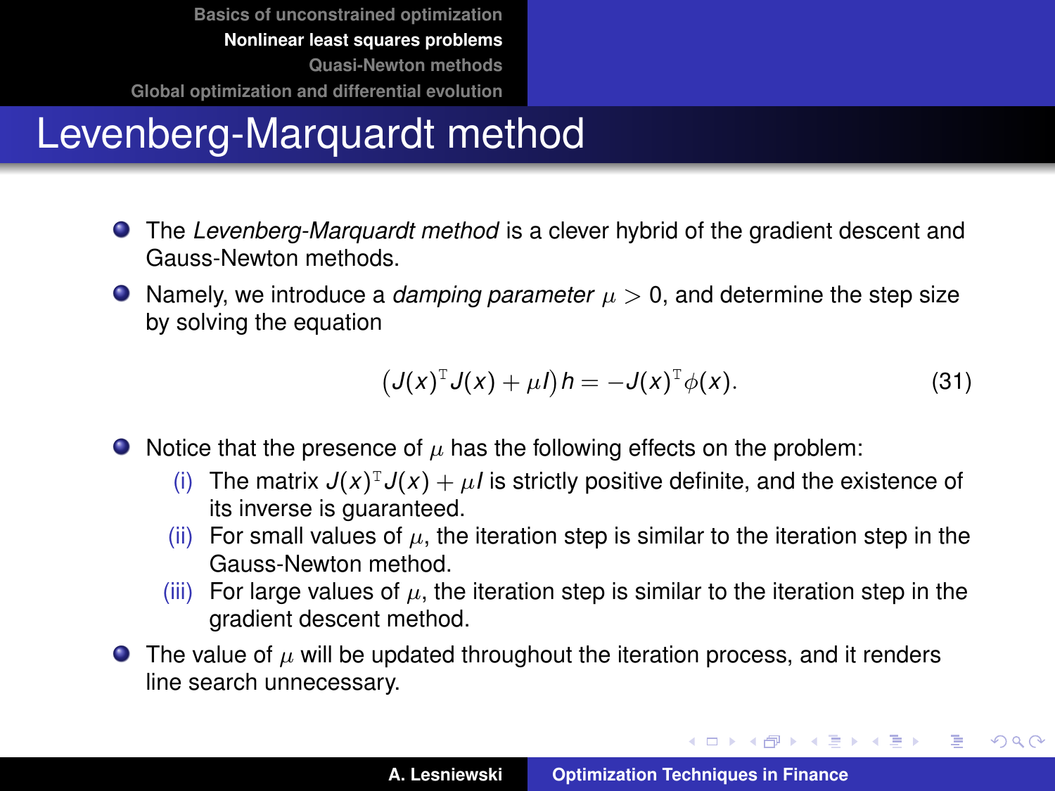# Levenberg-Marquardt method

- The *Levenberg-Marquardt method* is a clever hybrid of the gradient descent and Gauss-Newton methods.
- Namely, we introduce a *damping parameter* $\mu > 0$, and determine the step size by solving the equation

$$\big(J(x)^{\mathrm{T}} J(x) + \mu I\big) h = -J(x)^{\mathrm{T}} \phi(x). \tag{31}$$

- Notice that the presence of $\mu$ has the following effects on the problem:
  - (i) The matrix $J(x)^{\mathrm{T}} J(x) + \mu I$ is strictly positive definite, and the existence of its inverse is guaranteed.
  - (ii) For small values of $\mu$, the iteration step is similar to the iteration step in the Gauss-Newton method.
  - (iii) For large values of $\mu$, the iteration step is similar to the iteration step in the gradient descent method.
- The value of $\mu$ will be updated throughout the iteration process, and it renders line search unnecessary.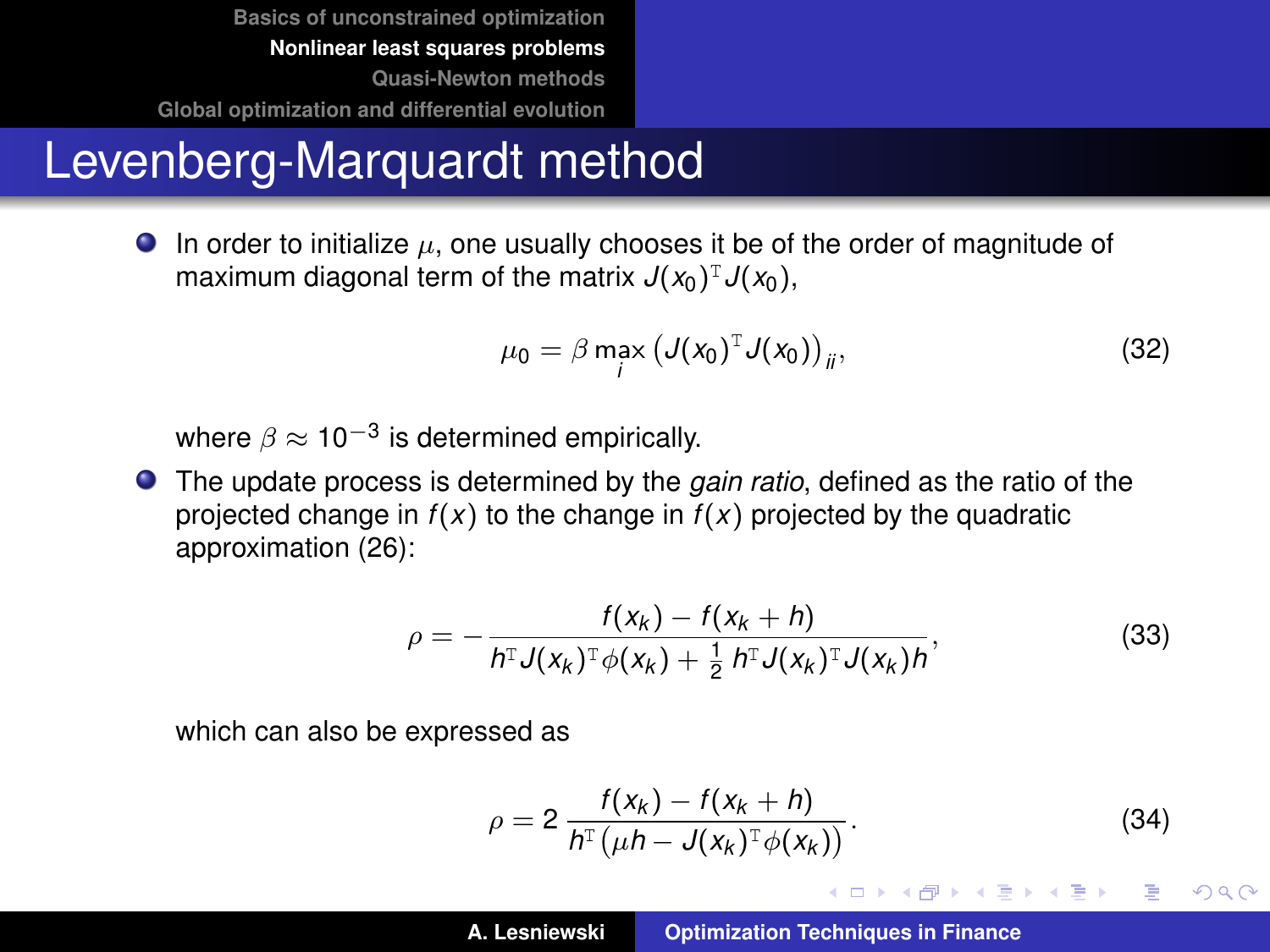# Levenberg-Marquardt method

- In order to initialize $\mu$, one usually chooses it be of the order of magnitude of maximum diagonal term of the matrix $J(x_0)^{\mathrm{T}} J(x_0)$,

$$\mu_0 = \beta \max_i \left( J(x_0)^{\mathrm{T}} J(x_0) \right)_{ii}, \tag{32}$$

  where $\beta \approx 10^{-3}$ is determined empirically.

- The update process is determined by the *gain ratio*, defined as the ratio of the projected change in $f(x)$ to the change in $f(x)$ projected by the quadratic approximation (26):

$$\rho = -\frac{f(x_k) - f(x_k + h)}{h^{\mathrm{T}} J(x_k)^{\mathrm{T}} \phi(x_k) + \frac{1}{2}\, h^{\mathrm{T}} J(x_k)^{\mathrm{T}} J(x_k) h}, \tag{33}$$

  which can also be expressed as

$$\rho = 2\, \frac{f(x_k) - f(x_k + h)}{h^{\mathrm{T}} \left( \mu h - J(x_k)^{\mathrm{T}} \phi(x_k) \right)}. \tag{34}$$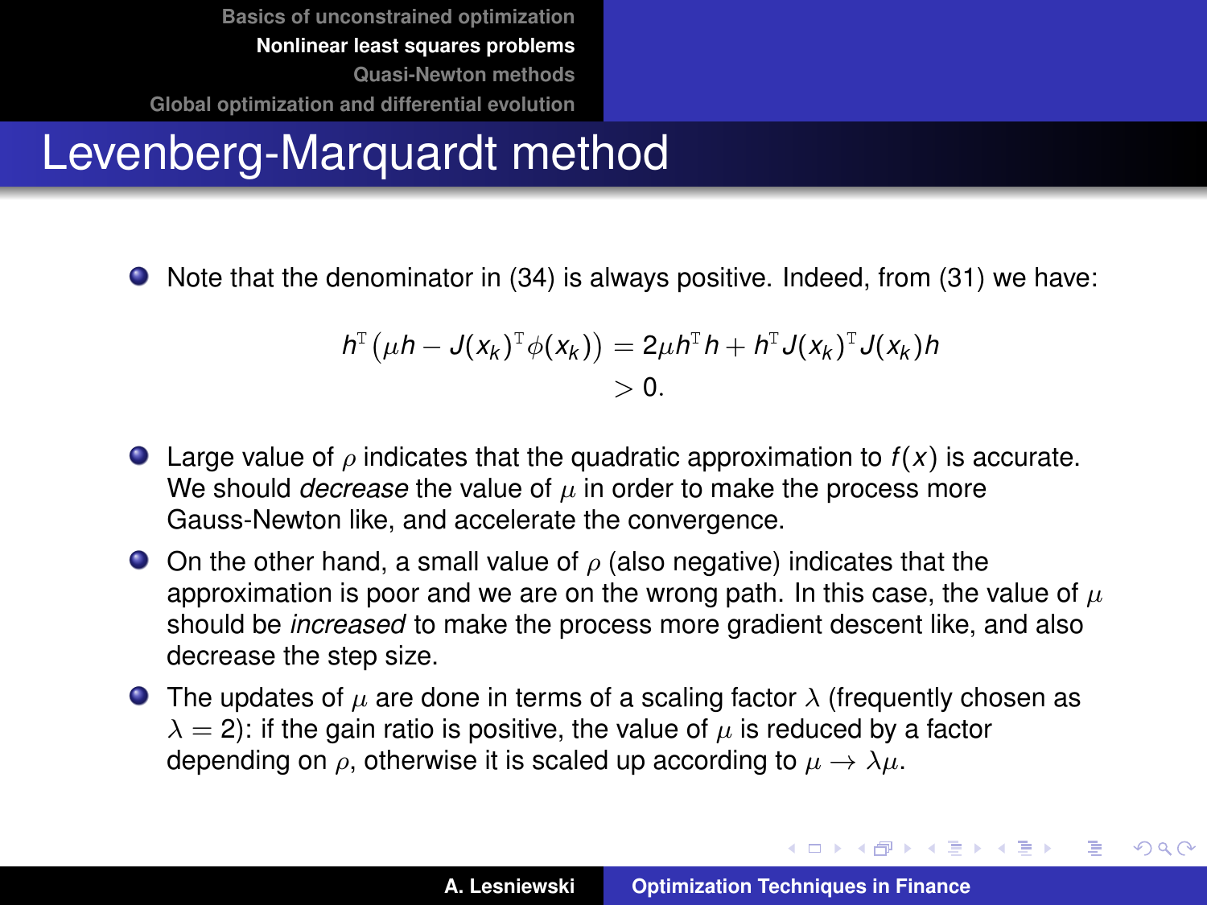# Levenberg-Marquardt method

- Note that the denominator in (34) is always positive. Indeed, from (31) we have:

$$
\begin{aligned}
h^{\mathrm{T}}\left(\mu h - J(x_k)^{\mathrm{T}}\phi(x_k)\right) &= 2\mu h^{\mathrm{T}} h + h^{\mathrm{T}} J(x_k)^{\mathrm{T}} J(x_k) h \\
&> 0.
\end{aligned}
$$

- Large value of $\rho$ indicates that the quadratic approximation to $f(x)$ is accurate. We should *decrease* the value of $\mu$ in order to make the process more Gauss-Newton like, and accelerate the convergence.
- On the other hand, a small value of $\rho$ (also negative) indicates that the approximation is poor and we are on the wrong path. In this case, the value of $\mu$ should be *increased* to make the process more gradient descent like, and also decrease the step size.
- The updates of $\mu$ are done in terms of a scaling factor $\lambda$ (frequently chosen as $\lambda = 2$): if the gain ratio is positive, the value of $\mu$ is reduced by a factor depending on $\rho$, otherwise it is scaled up according to $\mu \rightarrow \lambda\mu$.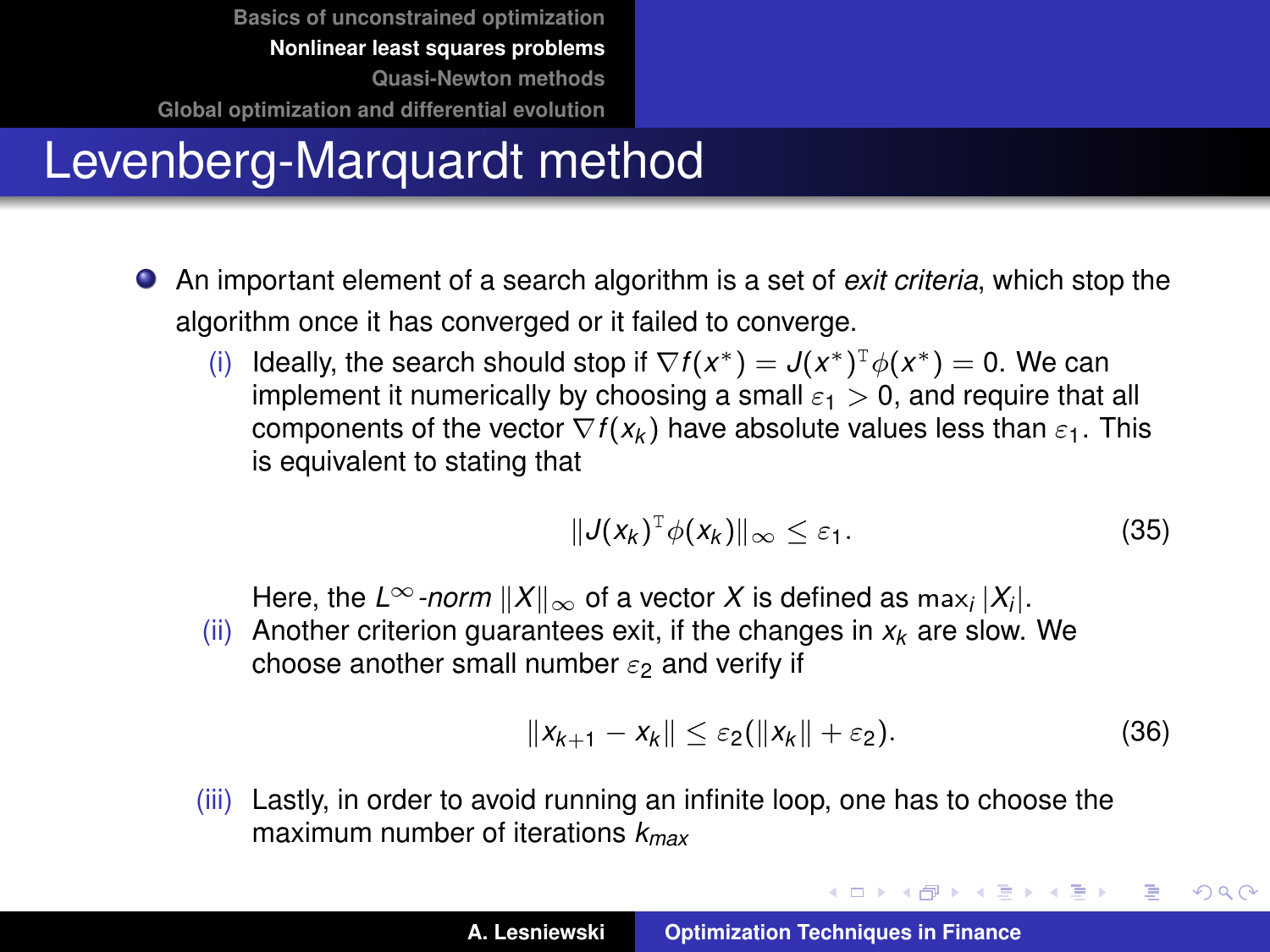# Levenberg-Marquardt method

- An important element of a search algorithm is a set of *exit criteria*, which stop the algorithm once it has converged or it failed to converge.
  - (i) Ideally, the search should stop if $\nabla f(x^*) = J(x^*)^{\mathrm{T}} \phi(x^*) = 0$. We can implement it numerically by choosing a small $\varepsilon_1 > 0$, and require that all components of the vector $\nabla f(x_k)$ have absolute values less than $\varepsilon_1$. This is equivalent to stating that

$$\|J(x_k)^{\mathrm{T}} \phi(x_k)\|_\infty \leq \varepsilon_1. \tag{35}$$

    Here, the $L^\infty$*-norm* $\|X\|_\infty$ of a vector $X$ is defined as $\max_i |X_i|$.
  - (ii) Another criterion guarantees exit, if the changes in $x_k$ are slow. We choose another small number $\varepsilon_2$ and verify if

$$\|x_{k+1} - x_k\| \leq \varepsilon_2(\|x_k\| + \varepsilon_2). \tag{36}$$

  - (iii) Lastly, in order to avoid running an infinite loop, one has to choose the maximum number of iterations $k_{max}$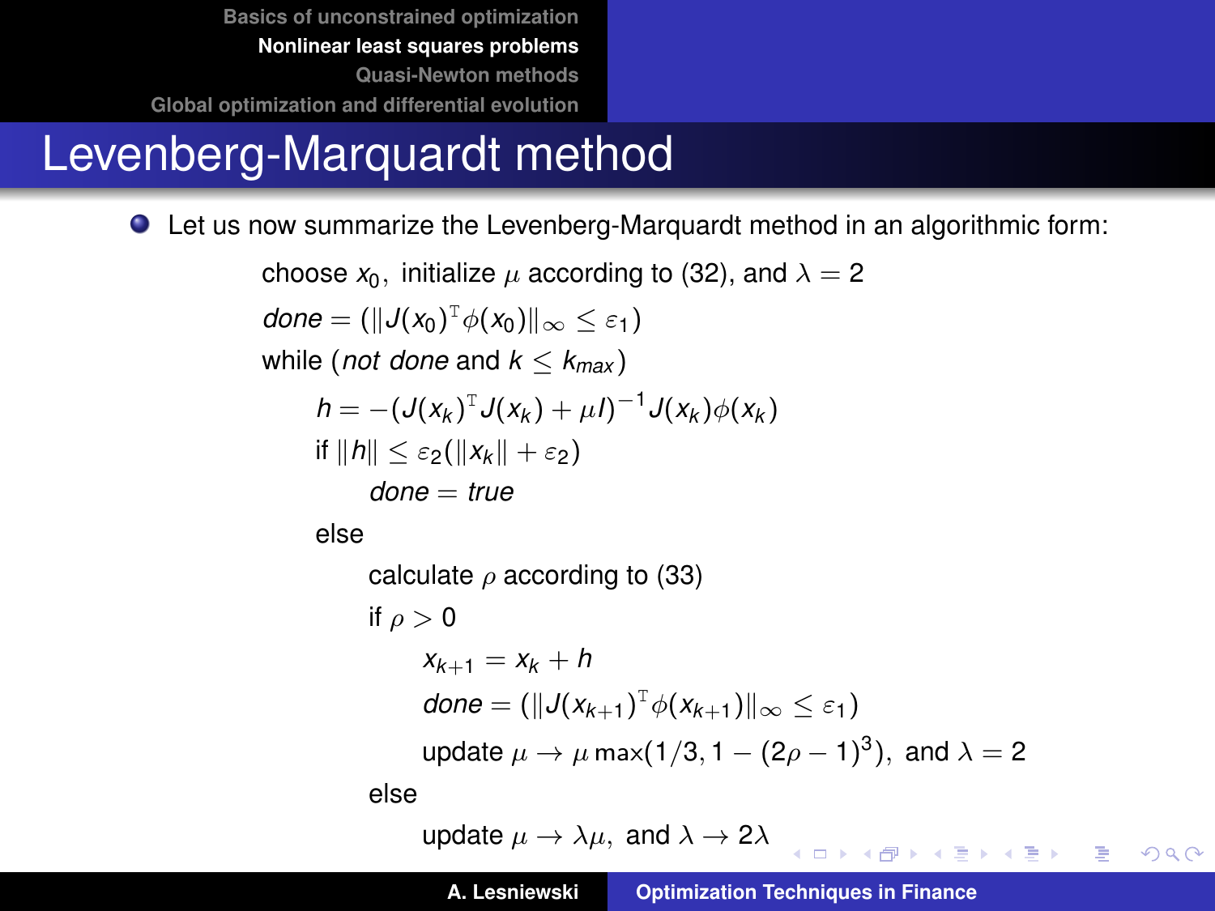# Levenberg-Marquardt method

- Let us now summarize the Levenberg-Marquardt method in an algorithmic form:

choose $x_0$, initialize $\mu$ according to (32), and $\lambda = 2$

$done = (\|J(x_0)^{\mathrm{T}}\phi(x_0)\|_\infty \leq \varepsilon_1)$

while (*not done* and $k \leq k_{max}$)

  $h = -(J(x_k)^{\mathrm{T}}J(x_k) + \mu I)^{-1}J(x_k)\phi(x_k)$

  if $\|h\| \leq \varepsilon_2(\|x_k\| + \varepsilon_2)$

    $done = true$

  else

    calculate $\rho$ according to (33)

    if $\rho > 0$

      $x_{k+1} = x_k + h$

      $done = (\|J(x_{k+1})^{\mathrm{T}}\phi(x_{k+1})\|_\infty \leq \varepsilon_1)$

      update $\mu \to \mu \max(1/3, 1 - (2\rho - 1)^3)$, and $\lambda = 2$

    else

      update $\mu \to \lambda\mu$, and $\lambda \to 2\lambda$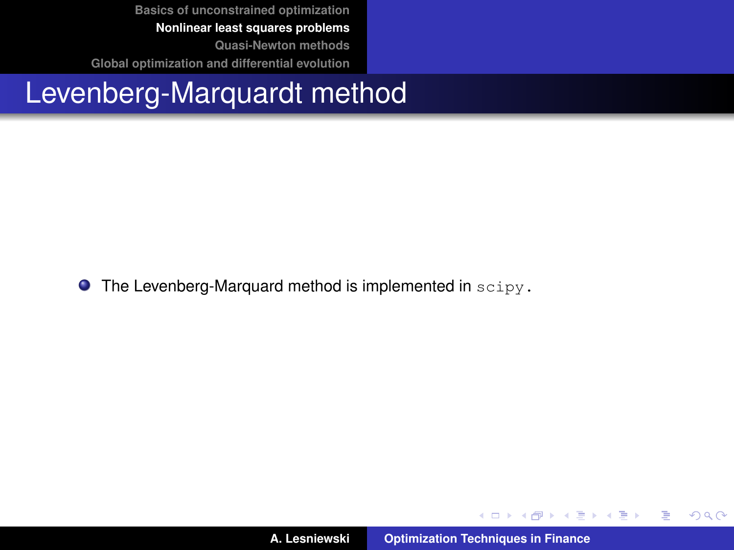# Levenberg-Marquardt method

- The Levenberg-Marquard method is implemented in `scipy`.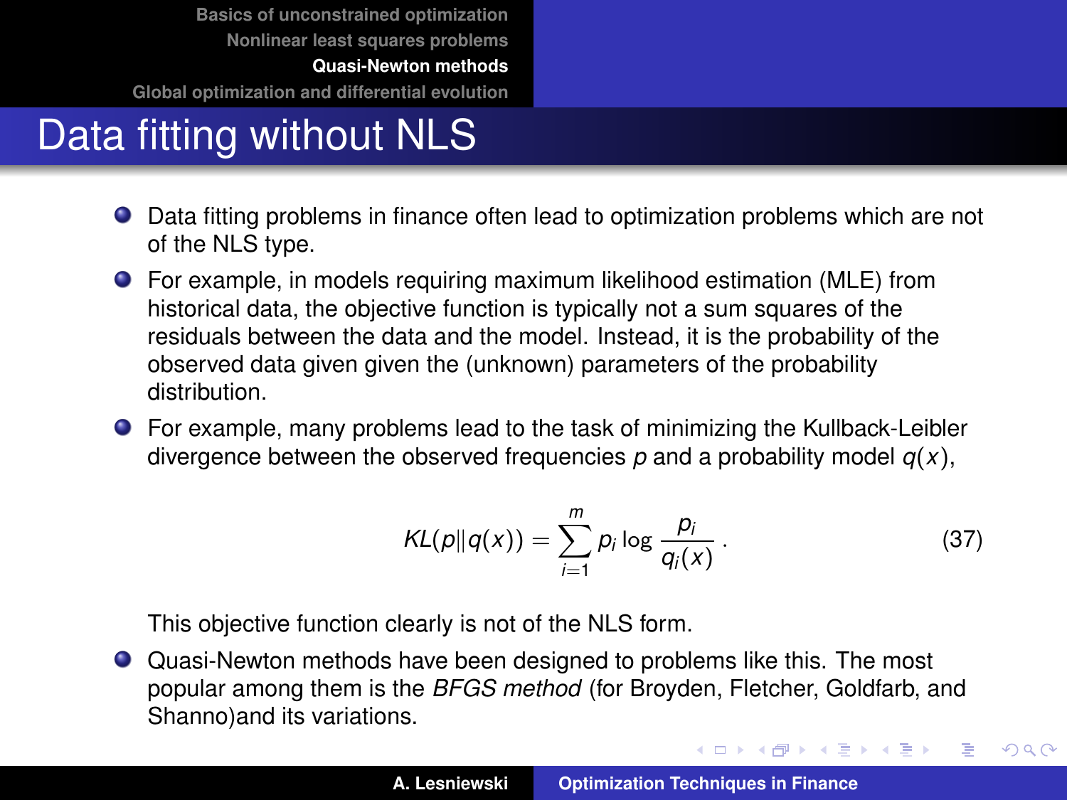# Data fitting without NLS

- Data fitting problems in finance often lead to optimization problems which are not of the NLS type.
- For example, in models requiring maximum likelihood estimation (MLE) from historical data, the objective function is typically not a sum squares of the residuals between the data and the model. Instead, it is the probability of the observed data given given the (unknown) parameters of the probability distribution.
- For example, many problems lead to the task of minimizing the Kullback-Leibler divergence between the observed frequencies $p$ and a probability model $q(x)$,

$$KL(p\|q(x)) = \sum_{i=1}^{m} p_i \log \frac{p_i}{q_i(x)} \,. \tag{37}$$

  This objective function clearly is not of the NLS form.
- Quasi-Newton methods have been designed to problems like this. The most popular among them is the *BFGS method* (for Broyden, Fletcher, Goldfarb, and Shanno)and its variations.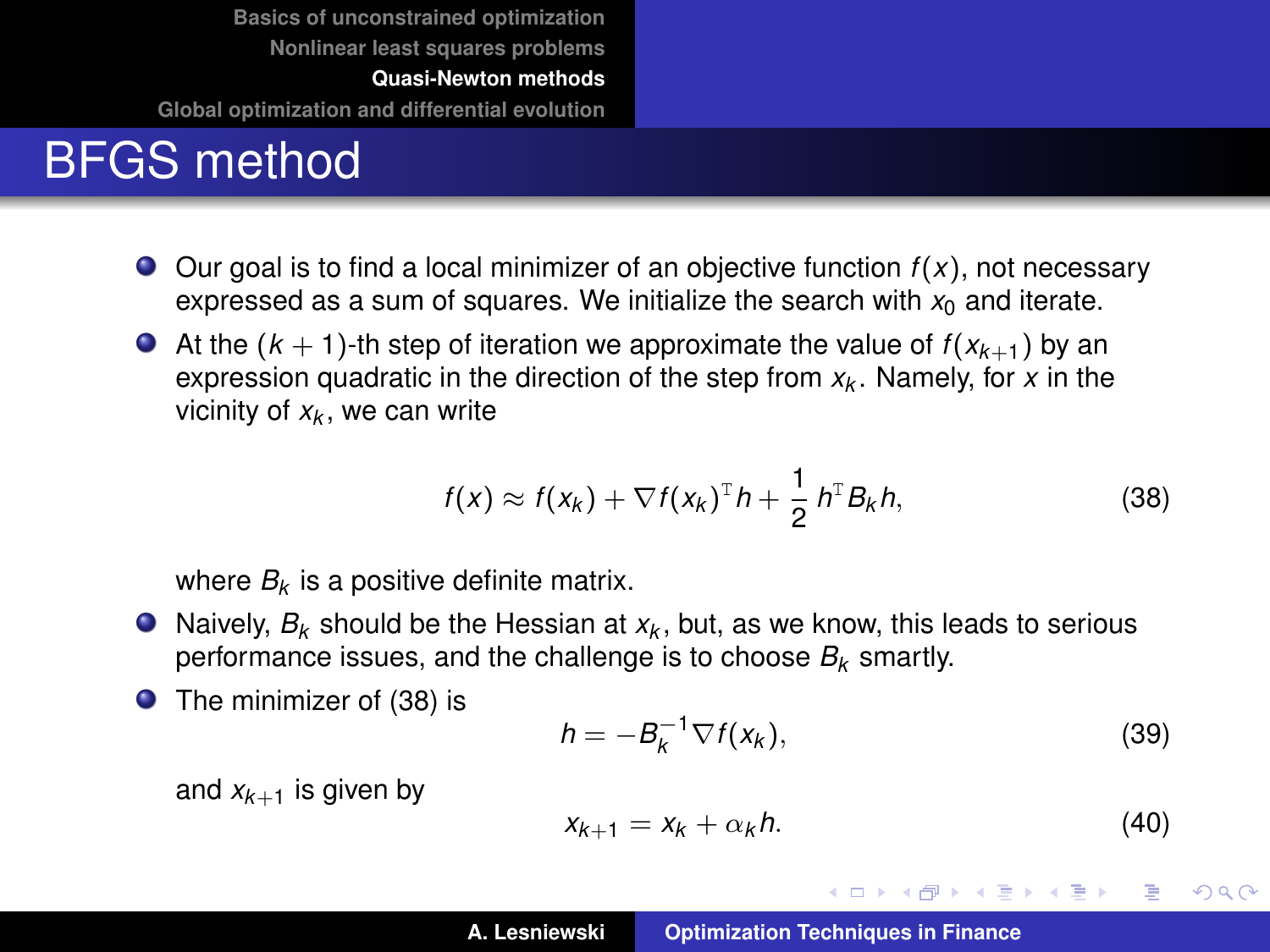# BFGS method

- Our goal is to find a local minimizer of an objective function $f(x)$, not necessary expressed as a sum of squares. We initialize the search with $x_0$ and iterate.
- At the $(k+1)$-th step of iteration we approximate the value of $f(x_{k+1})$ by an expression quadratic in the direction of the step from $x_k$. Namely, for $x$ in the vicinity of $x_k$, we can write

$$f(x) \approx f(x_k) + \nabla f(x_k)^{\mathrm{T}} h + \frac{1}{2}\, h^{\mathrm{T}} B_k h, \tag{38}$$

  where $B_k$ is a positive definite matrix.
- Naively, $B_k$ should be the Hessian at $x_k$, but, as we know, this leads to serious performance issues, and the challenge is to choose $B_k$ smartly.
- The minimizer of (38) is

$$h = -B_k^{-1} \nabla f(x_k), \tag{39}$$

  and $x_{k+1}$ is given by

$$x_{k+1} = x_k + \alpha_k h. \tag{40}$$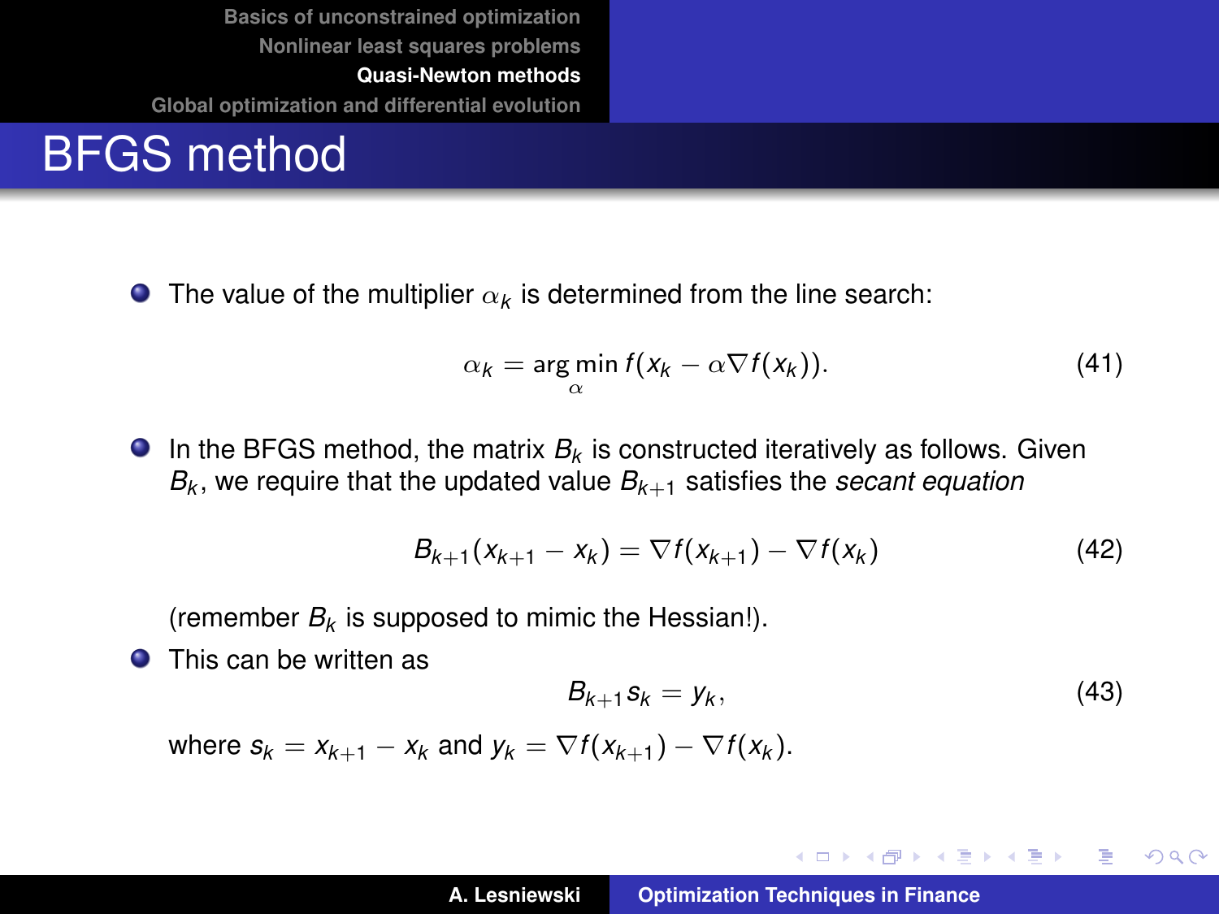# BFGS method

- The value of the multiplier $\alpha_k$ is determined from the line search:

$$\alpha_k = \arg\min_{\alpha} f(x_k - \alpha \nabla f(x_k)). \tag{41}$$

- In the BFGS method, the matrix $B_k$ is constructed iteratively as follows. Given $B_k$, we require that the updated value $B_{k+1}$ satisfies the *secant equation*

$$B_{k+1}(x_{k+1} - x_k) = \nabla f(x_{k+1}) - \nabla f(x_k) \tag{42}$$

  (remember $B_k$ is supposed to mimic the Hessian!).

- This can be written as

$$B_{k+1} s_k = y_k, \tag{43}$$

  where $s_k = x_{k+1} - x_k$ and $y_k = \nabla f(x_{k+1}) - \nabla f(x_k)$.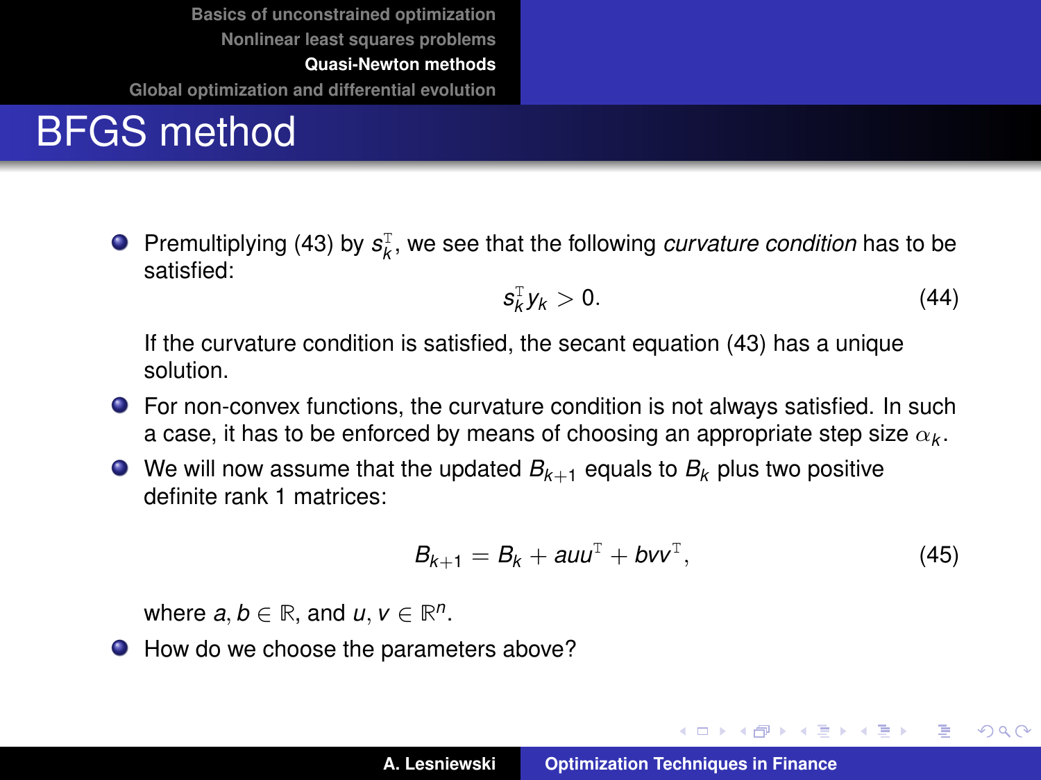# BFGS method

- Premultiplying (43) by $s_k^{\mathrm{T}}$, we see that the following *curvature condition* has to be satisfied:

$$s_k^{\mathrm{T}} y_k > 0. \tag{44}$$

  If the curvature condition is satisfied, the secant equation (43) has a unique solution.

- For non-convex functions, the curvature condition is not always satisfied. In such a case, it has to be enforced by means of choosing an appropriate step size $\alpha_k$.
- We will now assume that the updated $B_{k+1}$ equals to $B_k$ plus two positive definite rank 1 matrices:

$$B_{k+1} = B_k + auu^{\mathrm{T}} + bvv^{\mathrm{T}}, \tag{45}$$

  where $a, b \in \mathbb{R}$, and $u, v \in \mathbb{R}^n$.

- How do we choose the parameters above?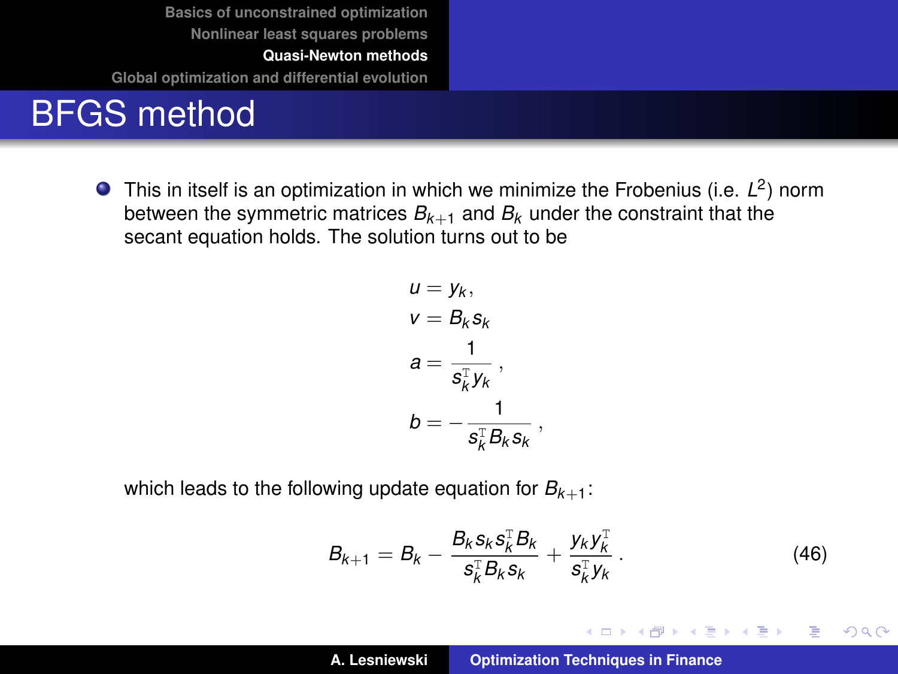# BFGS method

- This in itself is an optimization in which we minimize the Frobenius (i.e. $L^2$) norm between the symmetric matrices $B_{k+1}$ and $B_k$ under the constraint that the secant equation holds. The solution turns out to be

$$
\begin{aligned}
u &= y_k, \\
v &= B_k s_k \\
a &= \frac{1}{s_k^{\mathrm{T}} y_k}, \\
b &= -\frac{1}{s_k^{\mathrm{T}} B_k s_k},
\end{aligned}
$$

which leads to the following update equation for $B_{k+1}$:

$$
B_{k+1} = B_k - \frac{B_k s_k s_k^{\mathrm{T}} B_k}{s_k^{\mathrm{T}} B_k s_k} + \frac{y_k y_k^{\mathrm{T}}}{s_k^{\mathrm{T}} y_k}. \tag{46}
$$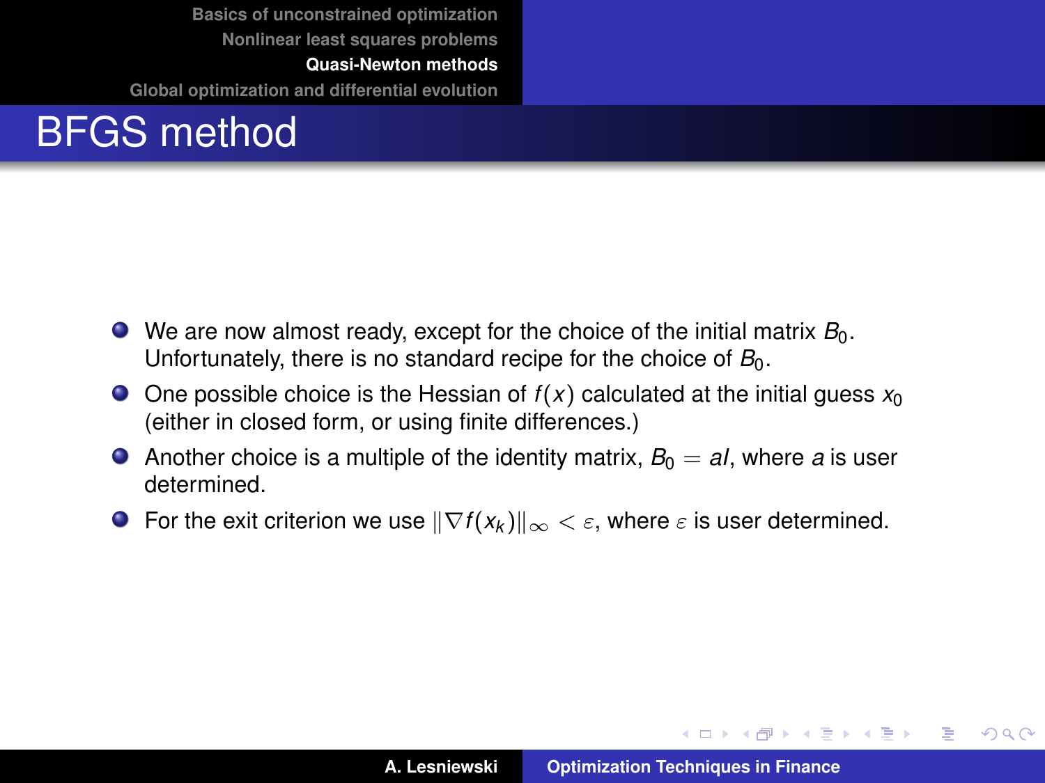# BFGS method

- We are now almost ready, except for the choice of the initial matrix $B_0$. Unfortunately, there is no standard recipe for the choice of $B_0$.
- One possible choice is the Hessian of $f(x)$ calculated at the initial guess $x_0$ (either in closed form, or using finite differences.)
- Another choice is a multiple of the identity matrix, $B_0 = aI$, where $a$ is user determined.
- For the exit criterion we use $\|\nabla f(x_k)\|_\infty < \varepsilon$, where $\varepsilon$ is user determined.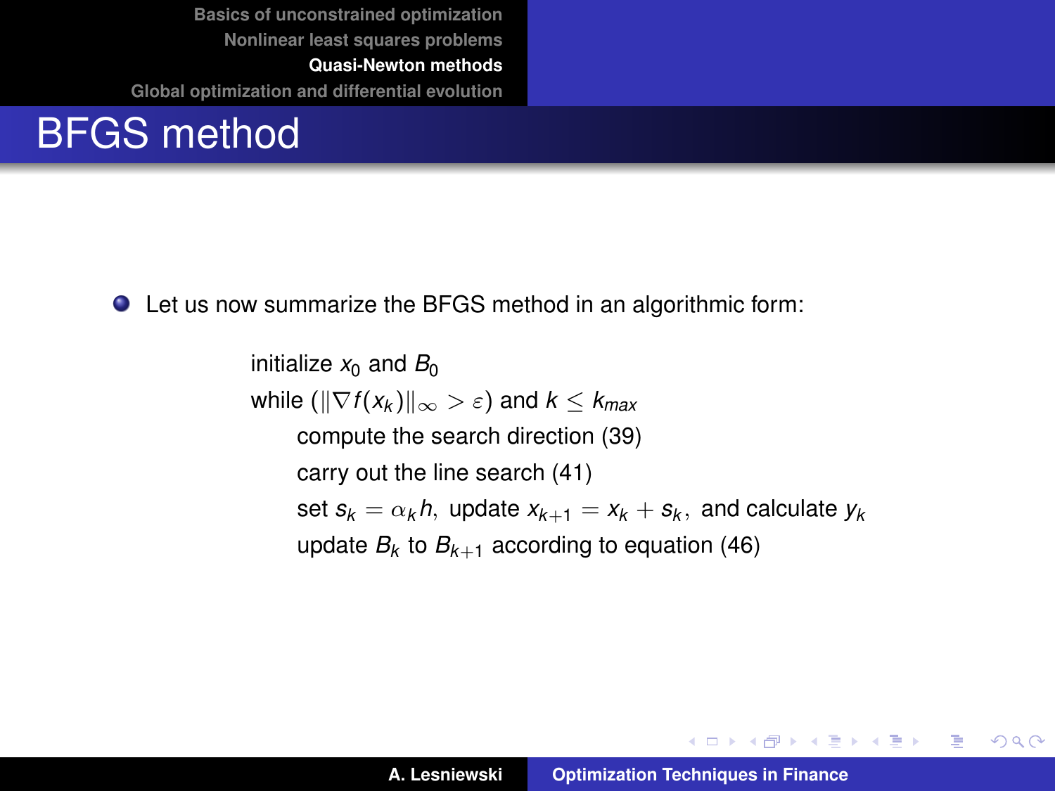# BFGS method

- Let us now summarize the BFGS method in an algorithmic form:

  initialize $x_0$ and $B_0$

  while ($\|\nabla f(x_k)\|_\infty > \varepsilon$) and $k \leq k_{max}$

  compute the search direction (39)

  carry out the line search (41)

  set $s_k = \alpha_k h$, update $x_{k+1} = x_k + s_k$, and calculate $y_k$

  update $B_k$ to $B_{k+1}$ according to equation (46)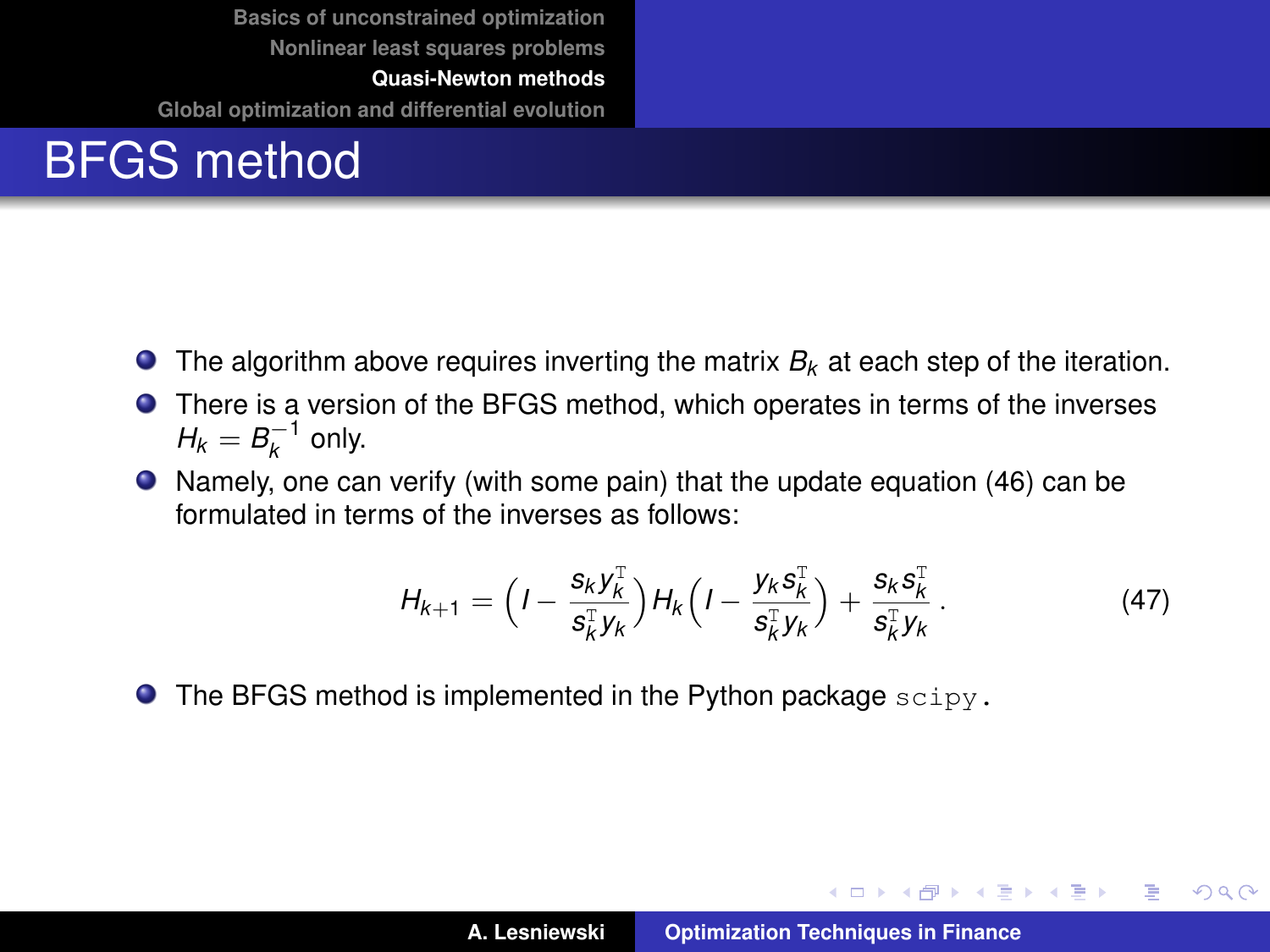# BFGS method

- The algorithm above requires inverting the matrix $B_k$ at each step of the iteration.
- There is a version of the BFGS method, which operates in terms of the inverses $H_k = B_k^{-1}$ only.
- Namely, one can verify (with some pain) that the update equation (46) can be formulated in terms of the inverses as follows:

$$H_{k+1} = \Big(I - \frac{s_k y_k^{\mathrm{T}}}{s_k^{\mathrm{T}} y_k}\Big) H_k \Big(I - \frac{y_k s_k^{\mathrm{T}}}{s_k^{\mathrm{T}} y_k}\Big) + \frac{s_k s_k^{\mathrm{T}}}{s_k^{\mathrm{T}} y_k} \,. \tag{47}$$

- The BFGS method is implemented in the Python package `scipy`.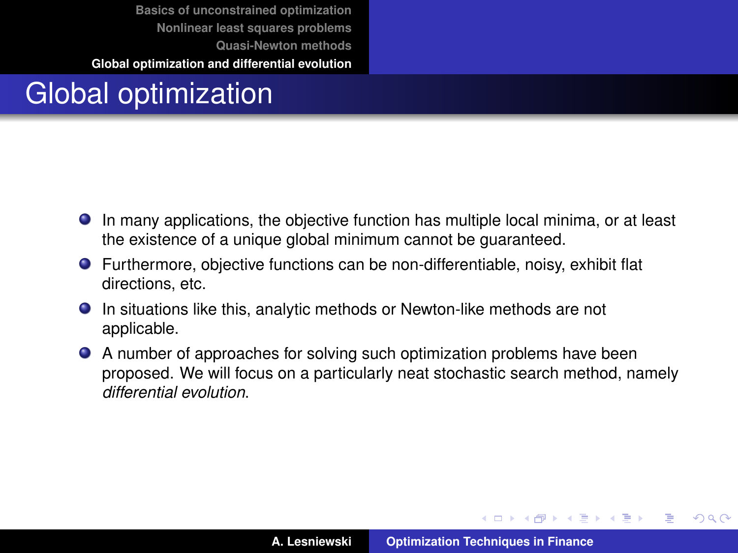# Global optimization

- In many applications, the objective function has multiple local minima, or at least the existence of a unique global minimum cannot be guaranteed.
- Furthermore, objective functions can be non-differentiable, noisy, exhibit flat directions, etc.
- In situations like this, analytic methods or Newton-like methods are not applicable.
- A number of approaches for solving such optimization problems have been proposed. We will focus on a particularly neat stochastic search method, namely *differential evolution*.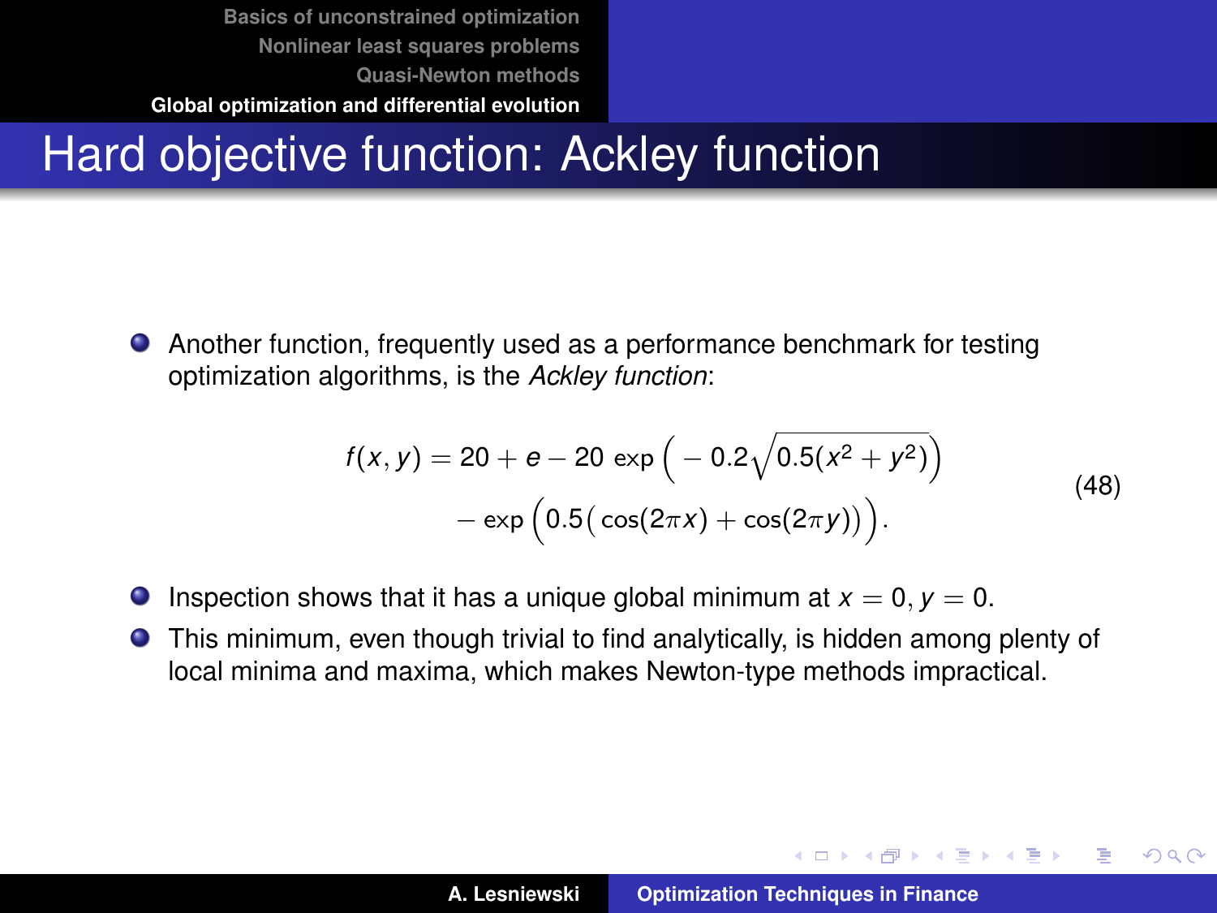# Hard objective function: Ackley function

- Another function, frequently used as a performance benchmark for testing optimization algorithms, is the *Ackley function*:

$$
\begin{aligned}
f(x, y) = 20 + e - 20 \exp\Big( - 0.2\sqrt{0.5(x^2 + y^2)}\Big) \\
- \exp\Big(0.5\big(\cos(2\pi x) + \cos(2\pi y)\big)\Big).
\end{aligned}
\tag{48}
$$

- Inspection shows that it has a unique global minimum at $x = 0, y = 0$.
- This minimum, even though trivial to find analytically, is hidden among plenty of local minima and maxima, which makes Newton-type methods impractical.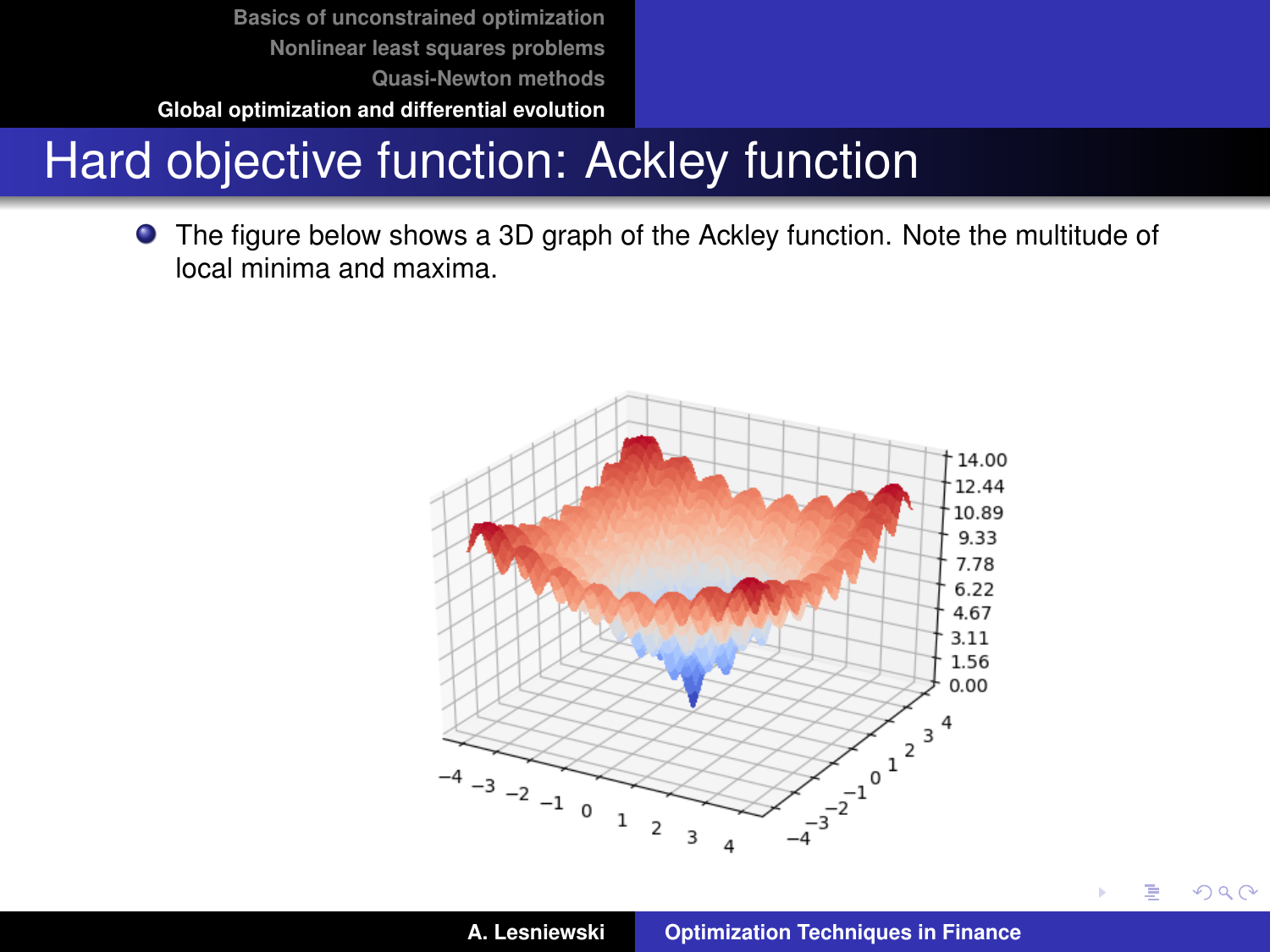# Hard objective function: Ackley function

- The figure below shows a 3D graph of the Ackley function. Note the multitude of local minima and maxima.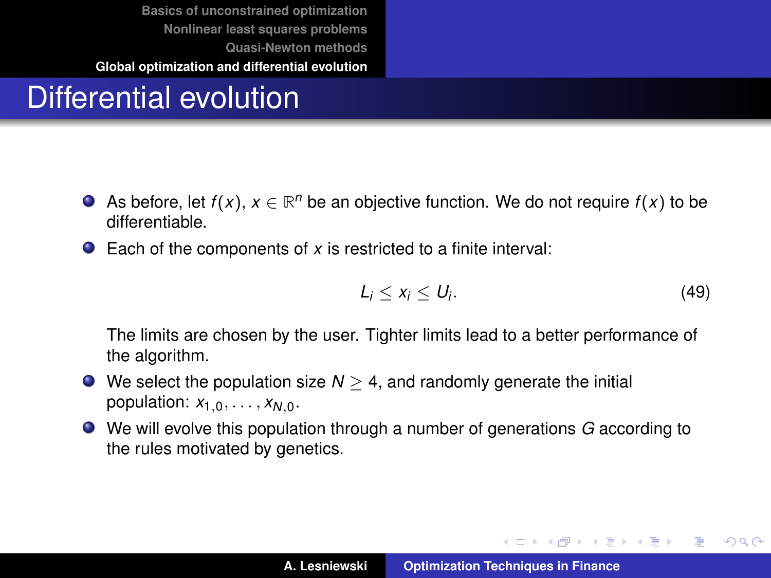# Differential evolution

- As before, let $f(x)$, $x \in \mathbb{R}^n$ be an objective function. We do not require $f(x)$ to be differentiable.
- Each of the components of $x$ is restricted to a finite interval:

$$L_i \leq x_i \leq U_i. \tag{49}$$

  The limits are chosen by the user. Tighter limits lead to a better performance of the algorithm.
- We select the population size $N \geq 4$, and randomly generate the initial population: $x_{1,0}, \ldots, x_{N,0}$.
- We will evolve this population through a number of generations $G$ according to the rules motivated by genetics.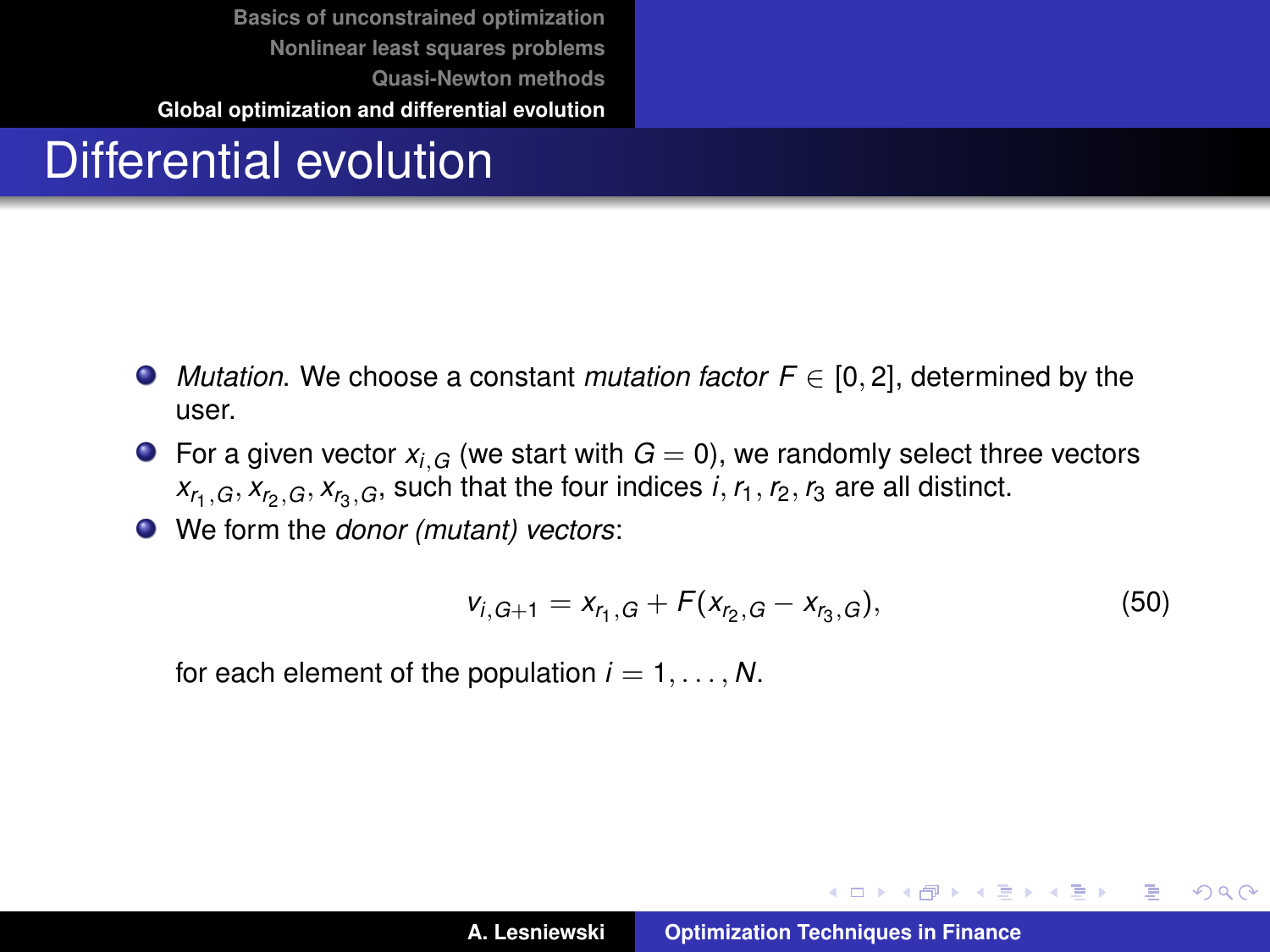# Differential evolution

- *Mutation*. We choose a constant *mutation factor* $F \in [0, 2]$, determined by the user.
- For a given vector $x_{i,G}$ (we start with $G = 0$), we randomly select three vectors $x_{r_1,G}, x_{r_2,G}, x_{r_3,G}$, such that the four indices $i, r_1, r_2, r_3$ are all distinct.
- We form the *donor (mutant) vectors*:

$$v_{i,G+1} = x_{r_1,G} + F(x_{r_2,G} - x_{r_3,G}), \tag{50}$$

  for each element of the population $i = 1, \ldots, N$.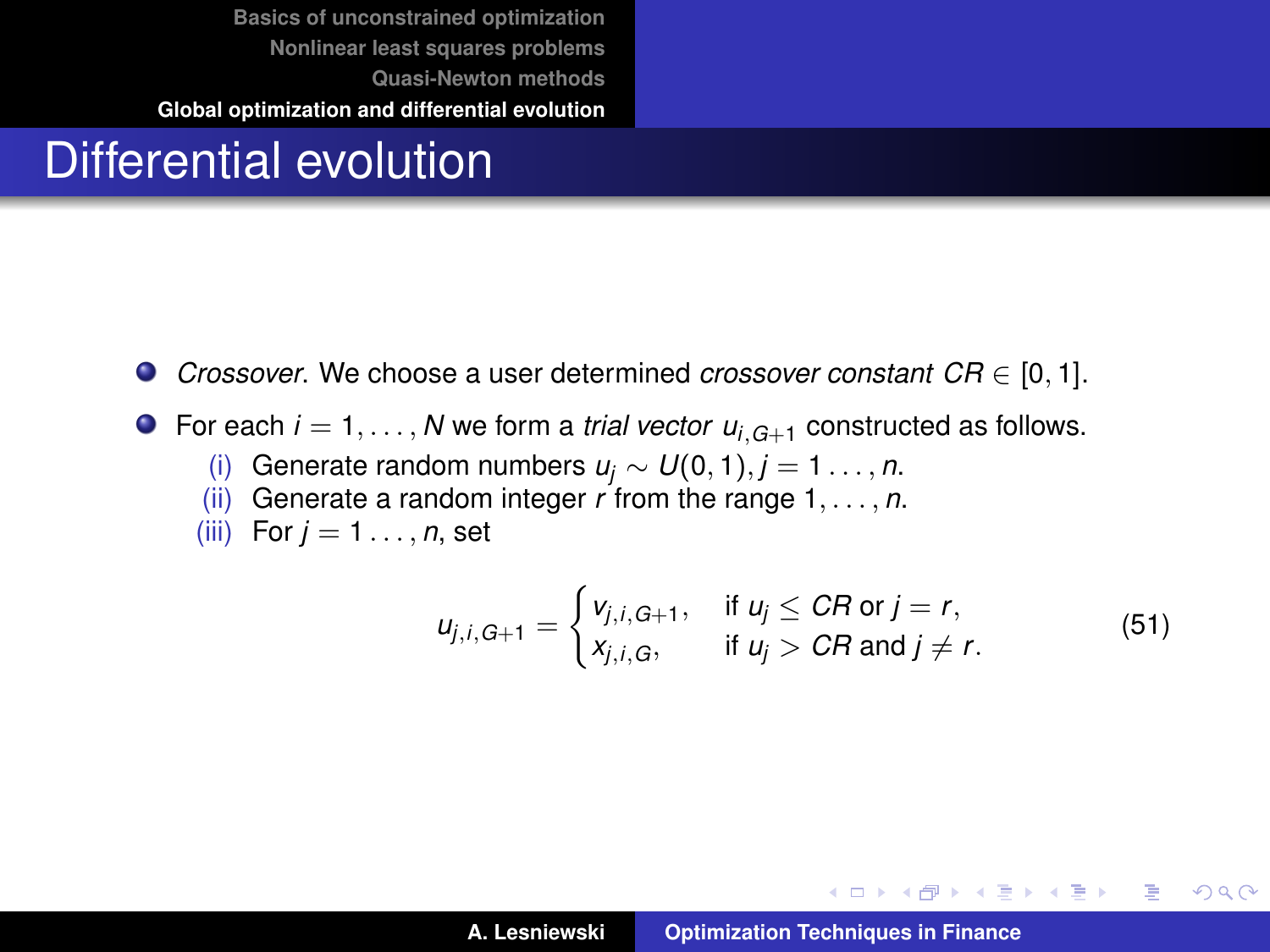# Differential evolution

- *Crossover*. We choose a user determined *crossover constant* $CR \in [0, 1]$.
- For each $i = 1, \ldots, N$ we form a *trial vector* $u_{i,G+1}$ constructed as follows.
  - (i) Generate random numbers $u_j \sim U(0, 1), j = 1 \ldots, n$.
  - (ii) Generate a random integer $r$ from the range $1, \ldots, n$.
  - (iii) For $j = 1 \ldots, n$, set

$$u_{j,i,G+1} = \begin{cases} v_{j,i,G+1}, & \text{if } u_j \leq CR \text{ or } j = r, \\ x_{j,i,G}, & \text{if } u_j > CR \text{ and } j \neq r. \end{cases} \tag{51}$$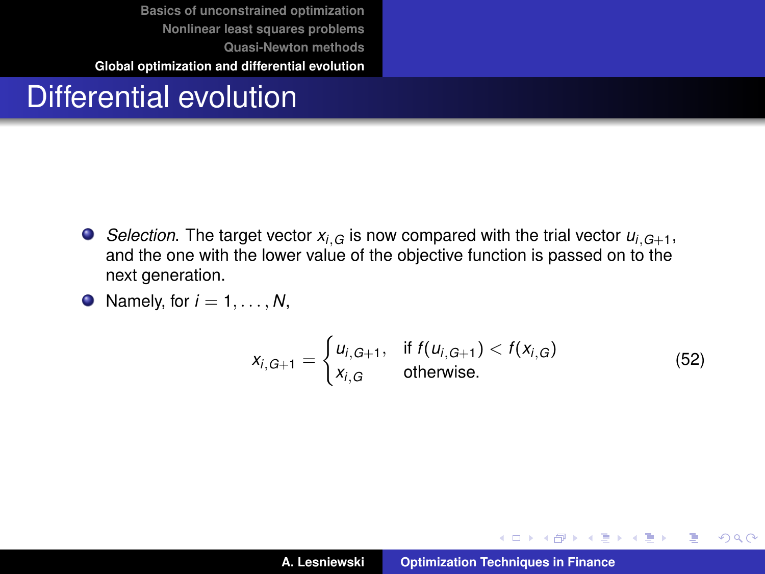# Differential evolution

- *Selection*. The target vector $x_{i,G}$ is now compared with the trial vector $u_{i,G+1}$, and the one with the lower value of the objective function is passed on to the next generation.
- Namely, for $i = 1, \ldots, N$,

$$x_{i,G+1} = \begin{cases} u_{i,G+1}, & \text{if } f(u_{i,G+1}) < f(x_{i,G}) \\ x_{i,G} & \text{otherwise.} \end{cases} \tag{52}$$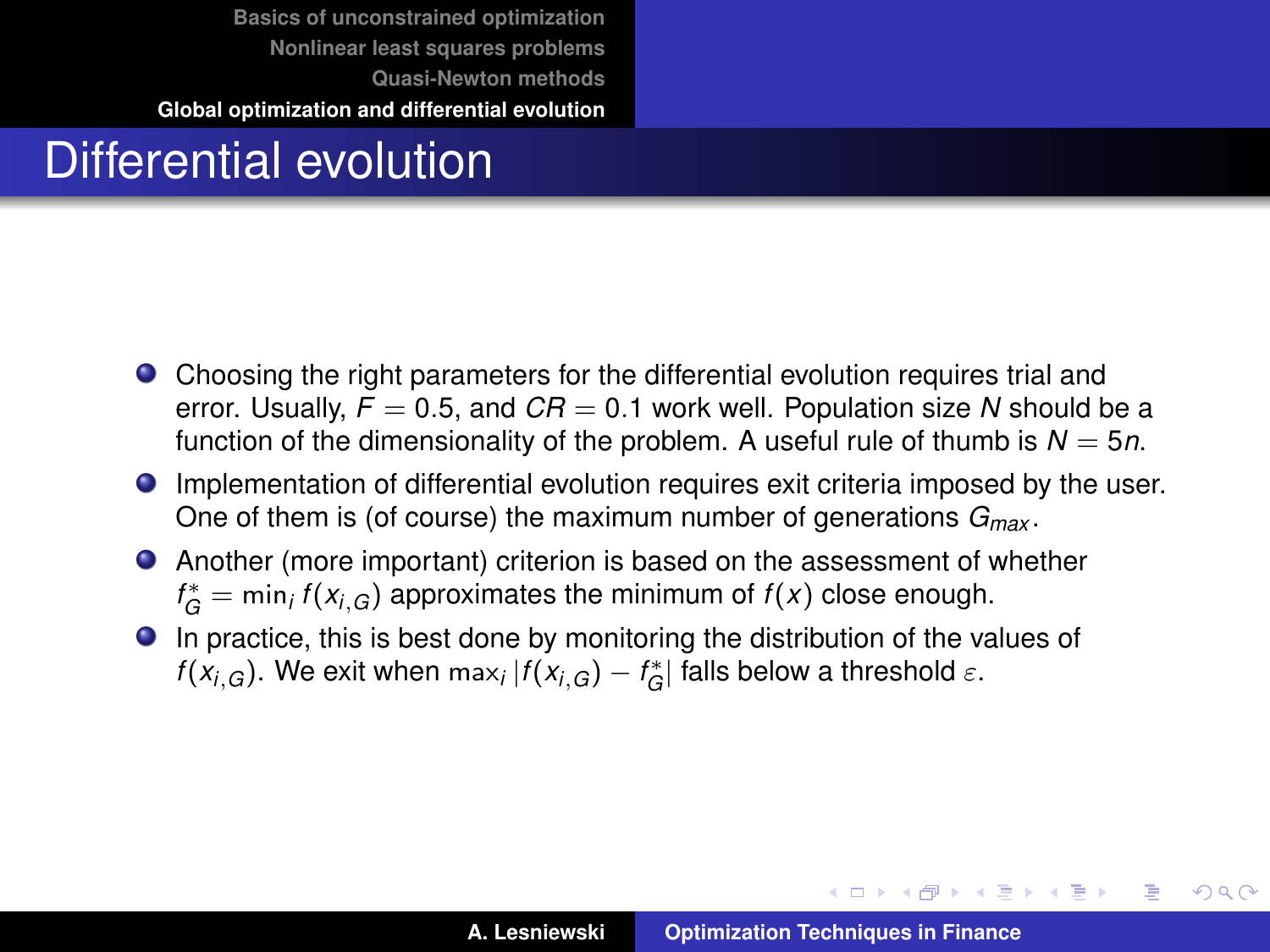# Differential evolution

- Choosing the right parameters for the differential evolution requires trial and error. Usually, $F = 0.5$, and $CR = 0.1$ work well. Population size $N$ should be a function of the dimensionality of the problem. A useful rule of thumb is $N = 5n$.
- Implementation of differential evolution requires exit criteria imposed by the user. One of them is (of course) the maximum number of generations $G_{max}$.
- Another (more important) criterion is based on the assessment of whether $f_G^* = \min_i f(x_{i,G})$ approximates the minimum of $f(x)$ close enough.
- In practice, this is best done by monitoring the distribution of the values of $f(x_{i,G})$. We exit when $\max_i |f(x_{i,G}) - f_G^*|$ falls below a threshold $\varepsilon$.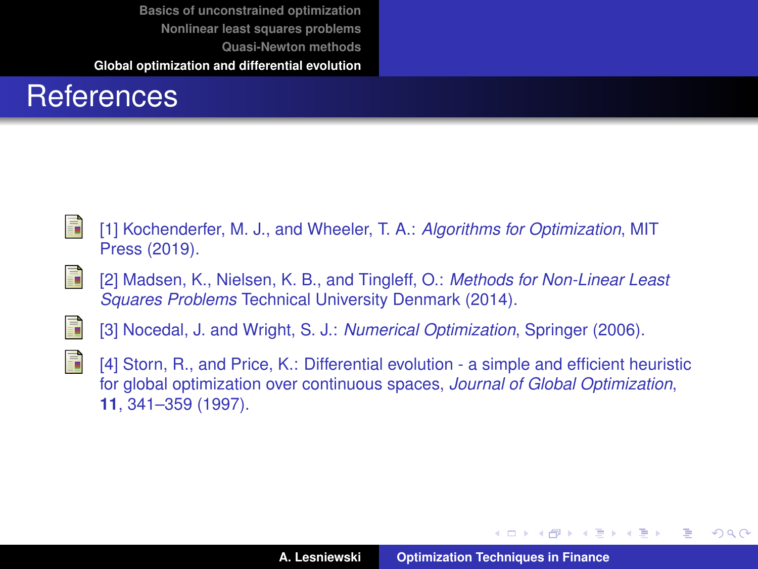# References

- [1] Kochenderfer, M. J., and Wheeler, T. A.: *Algorithms for Optimization*, MIT Press (2019).
- [2] Madsen, K., Nielsen, K. B., and Tingleff, O.: *Methods for Non-Linear Least Squares Problems* Technical University Denmark (2014).
- [3] Nocedal, J. and Wright, S. J.: *Numerical Optimization*, Springer (2006).
- [4] Storn, R., and Price, K.: Differential evolution - a simple and efficient heuristic for global optimization over continuous spaces, *Journal of Global Optimization*, **11**, 341–359 (1997).